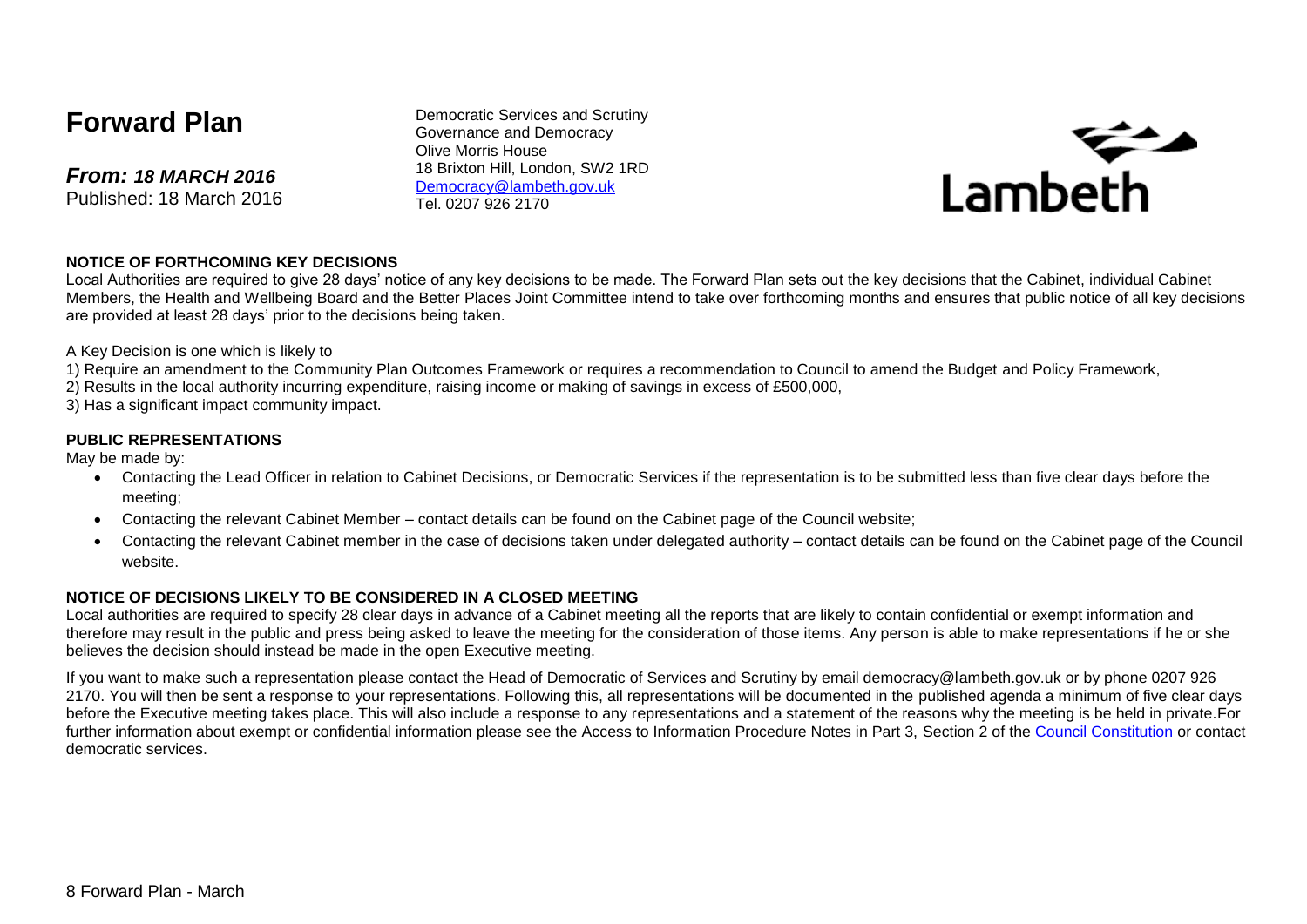# Forward Plan

***From: 18 MARCH 2016***
Published: 18 March 2016

Democratic Services and Scrutiny
Governance and Democracy
Olive Morris House
18 Brixton Hill, London, SW2 1RD
Democracy@lambeth.gov.uk
Tel. 0207 926 2170

Lambeth

**NOTICE OF FORTHCOMING KEY DECISIONS**

Local Authorities are required to give 28 days' notice of any key decisions to be made. The Forward Plan sets out the key decisions that the Cabinet, individual Cabinet Members, the Health and Wellbeing Board and the Better Places Joint Committee intend to take over forthcoming months and ensures that public notice of all key decisions are provided at least 28 days' prior to the decisions being taken.

A Key Decision is one which is likely to

1) Require an amendment to the Community Plan Outcomes Framework or requires a recommendation to Council to amend the Budget and Policy Framework,
2) Results in the local authority incurring expenditure, raising income or making of savings in excess of £500,000,
3) Has a significant impact community impact.

**PUBLIC REPRESENTATIONS**

May be made by:

- Contacting the Lead Officer in relation to Cabinet Decisions, or Democratic Services if the representation is to be submitted less than five clear days before the meeting;
- Contacting the relevant Cabinet Member – contact details can be found on the Cabinet page of the Council website;
- Contacting the relevant Cabinet member in the case of decisions taken under delegated authority – contact details can be found on the Cabinet page of the Council website.

**NOTICE OF DECISIONS LIKELY TO BE CONSIDERED IN A CLOSED MEETING**

Local authorities are required to specify 28 clear days in advance of a Cabinet meeting all the reports that are likely to contain confidential or exempt information and therefore may result in the public and press being asked to leave the meeting for the consideration of those items. Any person is able to make representations if he or she believes the decision should instead be made in the open Executive meeting.

If you want to make such a representation please contact the Head of Democratic of Services and Scrutiny by email democracy@lambeth.gov.uk or by phone 0207 926 2170. You will then be sent a response to your representations. Following this, all representations will be documented in the published agenda a minimum of five clear days before the Executive meeting takes place. This will also include a response to any representations and a statement of the reasons why the meeting is be held in private.For further information about exempt or confidential information please see the Access to Information Procedure Notes in Part 3, Section 2 of the Council Constitution or contact democratic services.

8 Forward Plan - March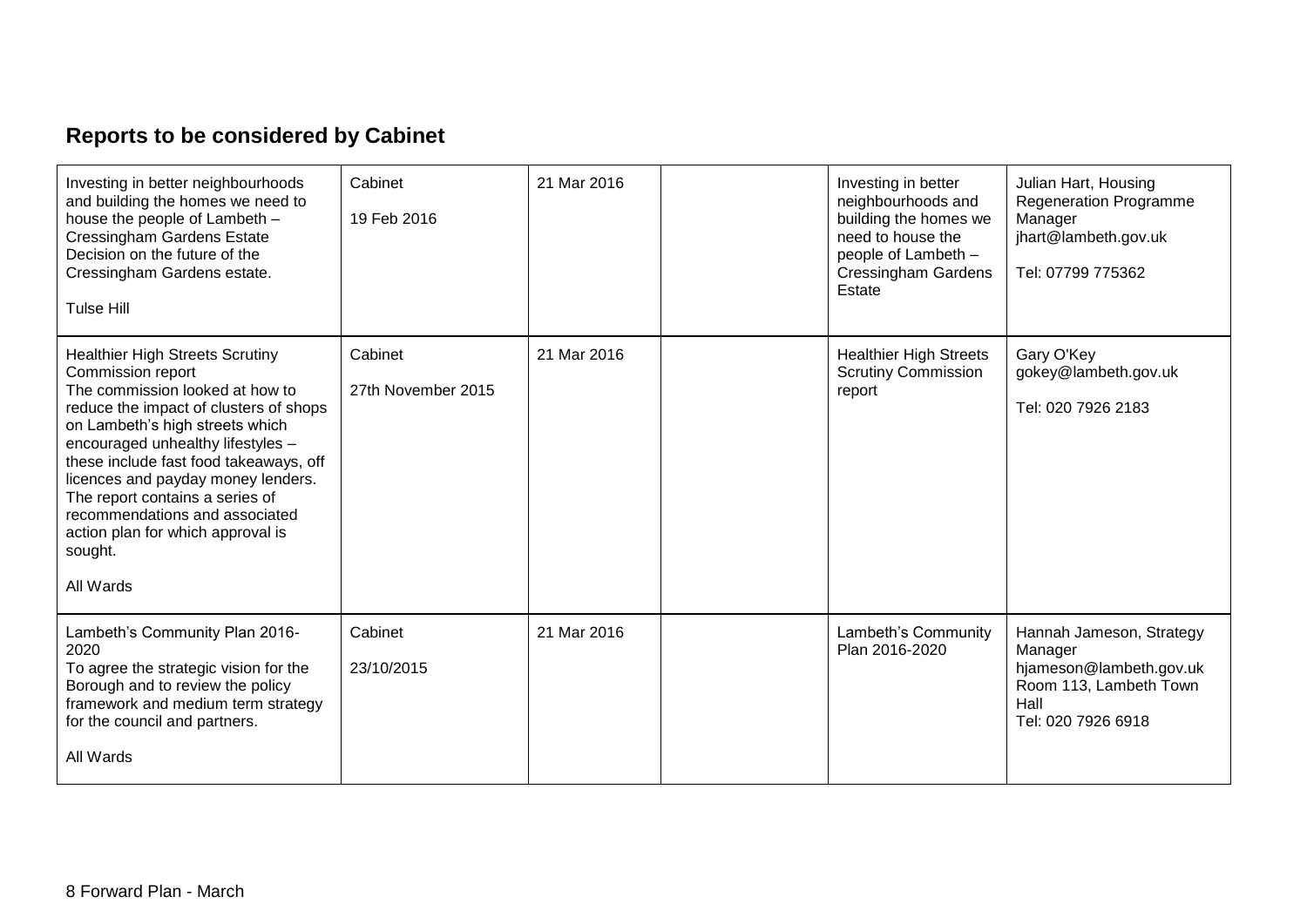## Reports to be considered by Cabinet

| | | | | | |
|---|---|---|---|---|---|
| Investing in better neighbourhoods and building the homes we need to house the people of Lambeth – Cressingham Gardens Estate Decision on the future of the Cressingham Gardens estate.<br><br>Tulse Hill | Cabinet<br><br>19 Feb 2016 | 21 Mar 2016 | | Investing in better neighbourhoods and building the homes we need to house the people of Lambeth – Cressingham Gardens Estate | Julian Hart, Housing Regeneration Programme Manager<br>jhart@lambeth.gov.uk<br><br>Tel: 07799 775362 |
| Healthier High Streets Scrutiny Commission report<br>The commission looked at how to reduce the impact of clusters of shops on Lambeth's high streets which encouraged unhealthy lifestyles – these include fast food takeaways, off licences and payday money lenders. The report contains a series of recommendations and associated action plan for which approval is sought.<br><br>All Wards | Cabinet<br><br>27th November 2015 | 21 Mar 2016 | | Healthier High Streets Scrutiny Commission report | Gary O'Key<br>gokey@lambeth.gov.uk<br><br>Tel: 020 7926 2183 |
| Lambeth's Community Plan 2016-2020<br>To agree the strategic vision for the Borough and to review the policy framework and medium term strategy for the council and partners.<br><br>All Wards | Cabinet<br><br>23/10/2015 | 21 Mar 2016 | | Lambeth's Community Plan 2016-2020 | Hannah Jameson, Strategy Manager<br>hjameson@lambeth.gov.uk<br>Room 113, Lambeth Town Hall<br>Tel: 020 7926 6918 |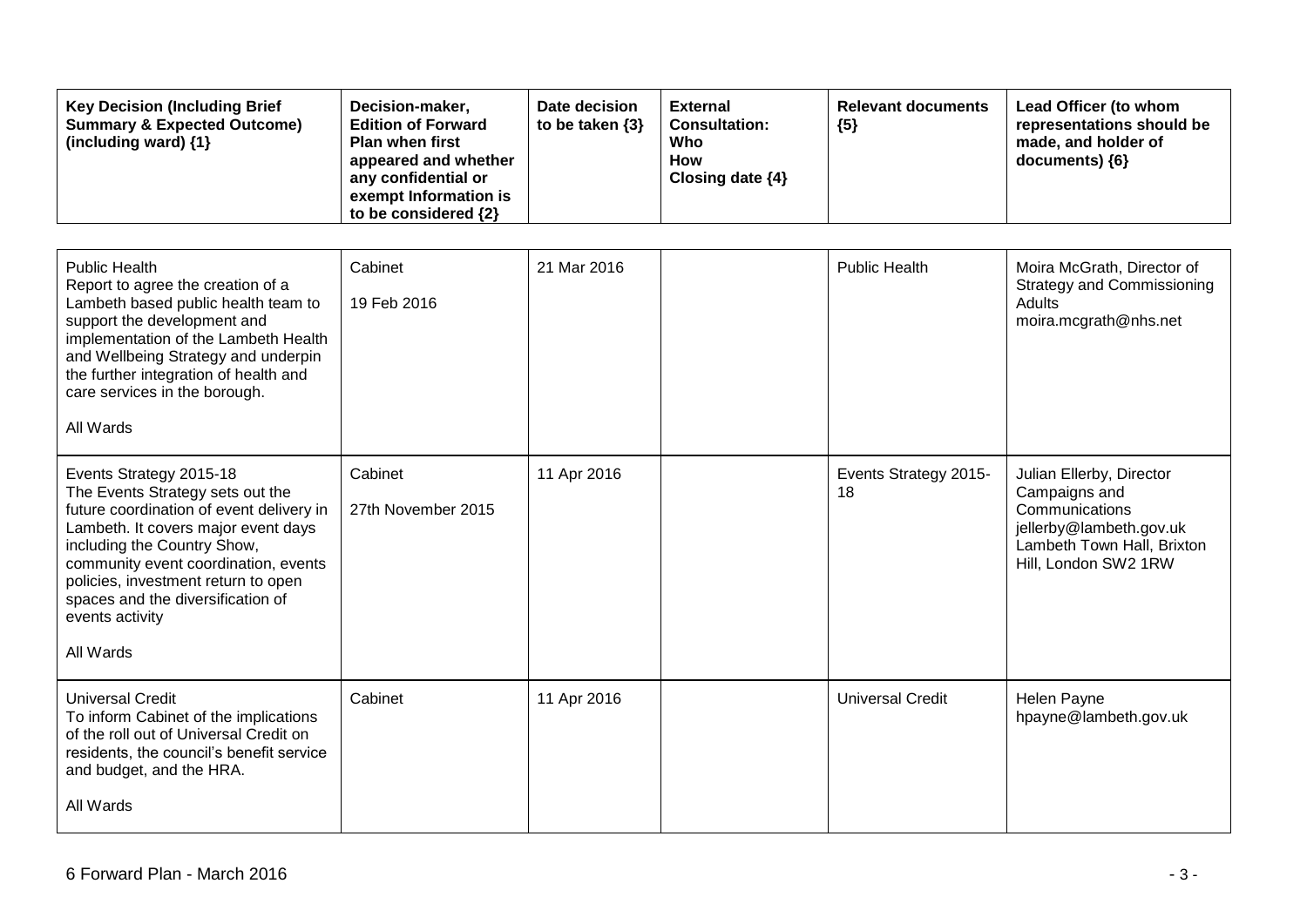| Key Decision (Including Brief Summary & Expected Outcome) (including ward) {1} | Decision-maker, Edition of Forward Plan when first appeared and whether any confidential or exempt Information is to be considered {2} | Date decision to be taken {3} | External Consultation: Who How Closing date {4} | Relevant documents {5} | Lead Officer (to whom representations should be made, and holder of documents) {6} |
|---|---|---|---|---|---|
| Public Health<br>Report to agree the creation of a Lambeth based public health team to support the development and implementation of the Lambeth Health and Wellbeing Strategy and underpin the further integration of health and care services in the borough.<br><br>All Wards | Cabinet<br><br>19 Feb 2016 | 21 Mar 2016 | | Public Health | Moira McGrath, Director of Strategy and Commissioning Adults<br>moira.mcgrath@nhs.net |
| Events Strategy 2015-18<br>The Events Strategy sets out the future coordination of event delivery in Lambeth. It covers major event days including the Country Show, community event coordination, events policies, investment return to open spaces and the diversification of events activity<br><br>All Wards | Cabinet<br><br>27th November 2015 | 11 Apr 2016 | | Events Strategy 2015-18 | Julian Ellerby, Director Campaigns and Communications<br>jellerby@lambeth.gov.uk<br>Lambeth Town Hall, Brixton Hill, London SW2 1RW |
| Universal Credit<br>To inform Cabinet of the implications of the roll out of Universal Credit on residents, the council's benefit service and budget, and the HRA.<br><br>All Wards | Cabinet | 11 Apr 2016 | | Universal Credit | Helen Payne<br>hpayne@lambeth.gov.uk |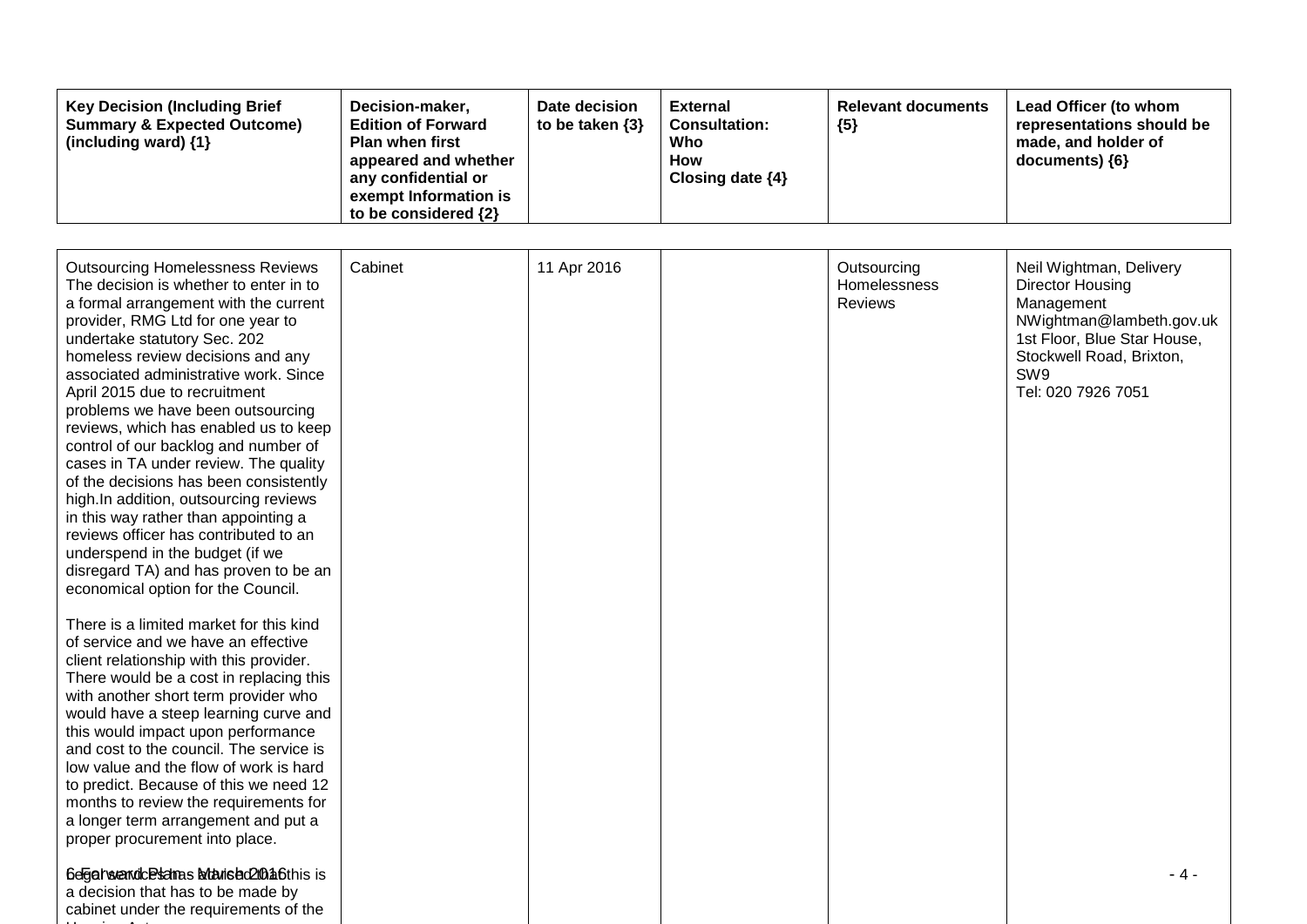| Key Decision (Including Brief Summary & Expected Outcome) (including ward) {1} | Decision-maker, Edition of Forward Plan when first appeared and whether any confidential or exempt Information is to be considered {2} | Date decision to be taken {3} | External Consultation: Who How Closing date {4} | Relevant documents {5} | Lead Officer (to whom representations should be made, and holder of documents) {6} |
|---|---|---|---|---|---|
| Outsourcing Homelessness Reviews<br>The decision is whether to enter in to a formal arrangement with the current provider, RMG Ltd for one year to undertake statutory Sec. 202 homeless review decisions and any associated administrative work. Since April 2015 due to recruitment problems we have been outsourcing reviews, which has enabled us to keep control of our backlog and number of cases in TA under review. The quality of the decisions has been consistently high.In addition, outsourcing reviews in this way rather than appointing a reviews officer has contributed to an underspend in the budget (if we disregard TA) and has proven to be an economical option for the Council.<br><br>There is a limited market for this kind of service and we have an effective client relationship with this provider. There would be a cost in replacing this with another short term provider who would have a steep learning curve and this would impact upon performance and cost to the council. The service is low value and the flow of work is hard to predict. Because of this we need 12 months to review the requirements for a longer term arrangement and put a proper procurement into place.<br><br>Legal services has advised that this is a decision that has to be made by cabinet under the requirements of the | Cabinet | 11 Apr 2016 | | Outsourcing Homelessness Reviews | Neil Wightman, Delivery Director Housing Management<br>NWightman@lambeth.gov.uk<br>1st Floor, Blue Star House, Stockwell Road, Brixton, SW9<br>Tel: 020 7926 7051 |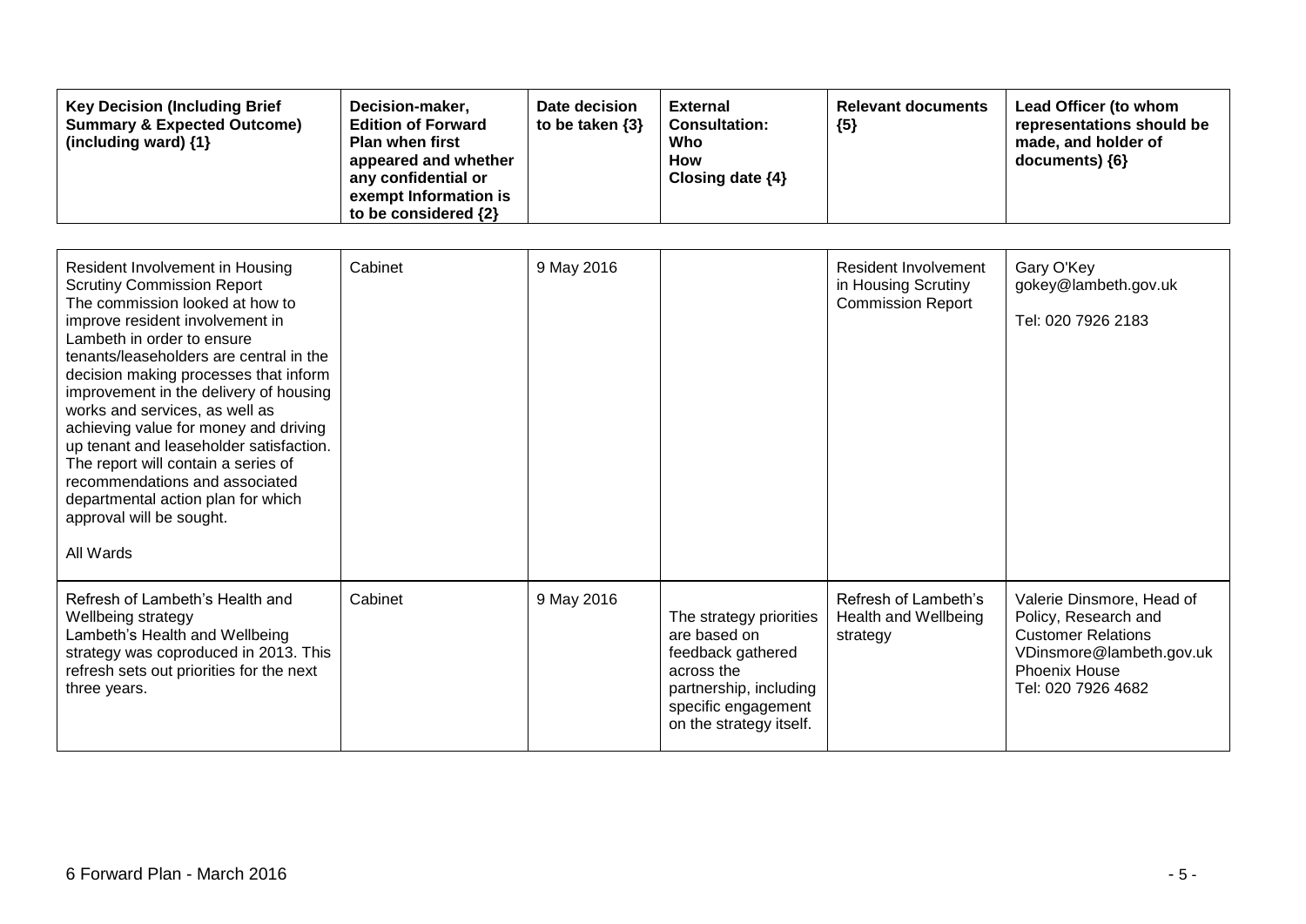| Key Decision (Including Brief Summary & Expected Outcome) (including ward) {1} | Decision-maker, Edition of Forward Plan when first appeared and whether any confidential or exempt Information is to be considered {2} | Date decision to be taken {3} | External Consultation: Who How Closing date {4} | Relevant documents {5} | Lead Officer (to whom representations should be made, and holder of documents) {6} |
|---|---|---|---|---|---|
| Resident Involvement in Housing Scrutiny Commission Report<br>The commission looked at how to improve resident involvement in Lambeth in order to ensure tenants/leaseholders are central in the decision making processes that inform improvement in the delivery of housing works and services, as well as achieving value for money and driving up tenant and leaseholder satisfaction. The report will contain a series of recommendations and associated departmental action plan for which approval will be sought.<br><br>All Wards | Cabinet | 9 May 2016 | | Resident Involvement in Housing Scrutiny Commission Report | Gary O'Key<br>gokey@lambeth.gov.uk<br><br>Tel: 020 7926 2183 |
| Refresh of Lambeth's Health and Wellbeing strategy<br>Lambeth's Health and Wellbeing strategy was coproduced in 2013. This refresh sets out priorities for the next three years. | Cabinet | 9 May 2016 | The strategy priorities are based on feedback gathered across the partnership, including specific engagement on the strategy itself. | Refresh of Lambeth's Health and Wellbeing strategy | Valerie Dinsmore, Head of Policy, Research and Customer Relations<br>VDinsmore@lambeth.gov.uk<br>Phoenix House<br>Tel: 020 7926 4682 |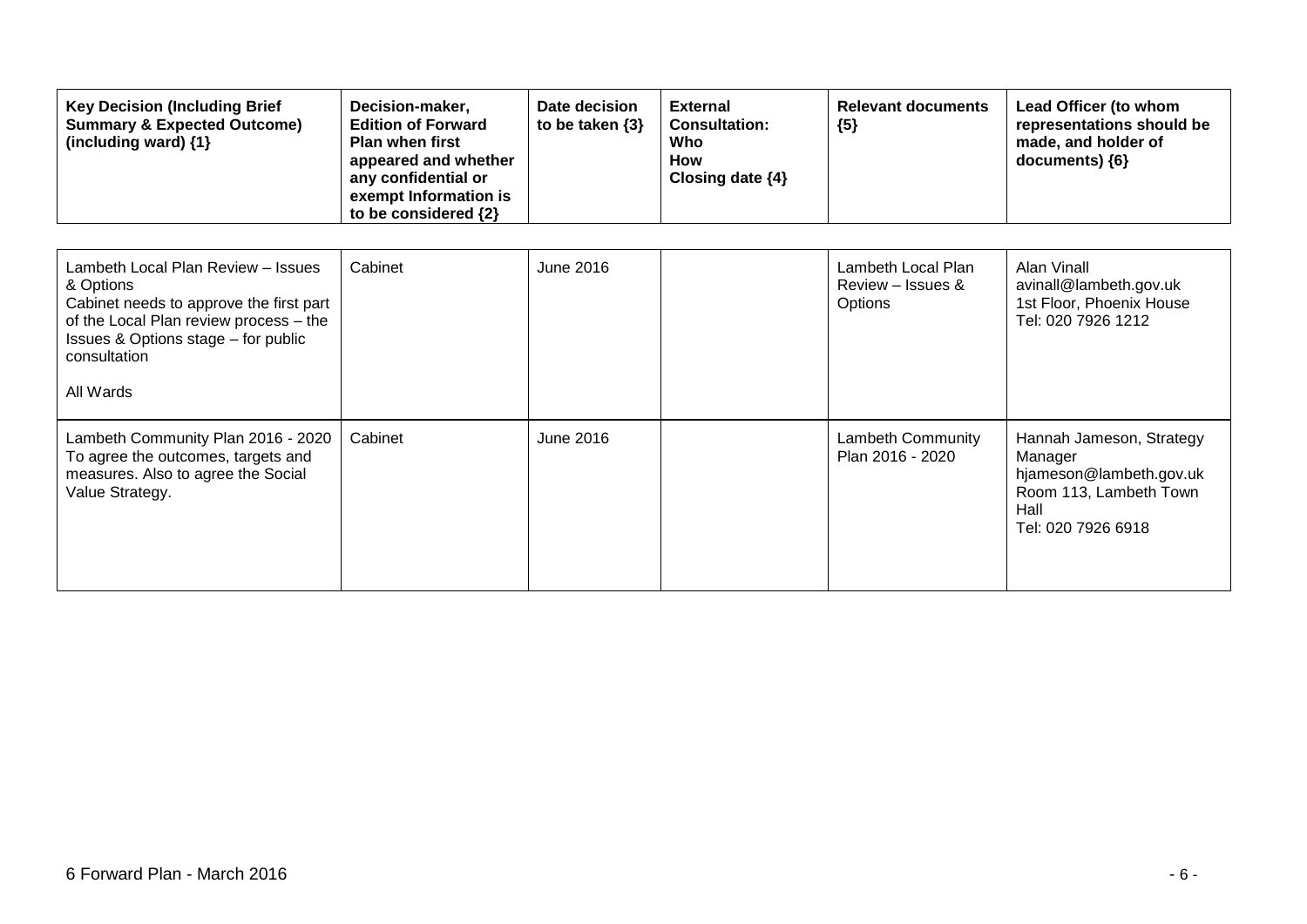| Key Decision (Including Brief Summary & Expected Outcome) (including ward) {1} | Decision-maker, Edition of Forward Plan when first appeared and whether any confidential or exempt Information is to be considered {2} | Date decision to be taken {3} | External Consultation: Who How Closing date {4} | Relevant documents {5} | Lead Officer (to whom representations should be made, and holder of documents) {6} |
|---|---|---|---|---|---|
| Lambeth Local Plan Review – Issues & Options<br>Cabinet needs to approve the first part of the Local Plan review process – the Issues & Options stage – for public consultation<br><br>All Wards | Cabinet | June 2016 | | Lambeth Local Plan Review – Issues & Options | Alan Vinall<br>avinall@lambeth.gov.uk<br>1st Floor, Phoenix House<br>Tel: 020 7926 1212 |
| Lambeth Community Plan 2016 - 2020<br>To agree the outcomes, targets and measures. Also to agree the Social Value Strategy. | Cabinet | June 2016 | | Lambeth Community Plan 2016 - 2020 | Hannah Jameson, Strategy Manager<br>hjameson@lambeth.gov.uk<br>Room 113, Lambeth Town Hall<br>Tel: 020 7926 6918 |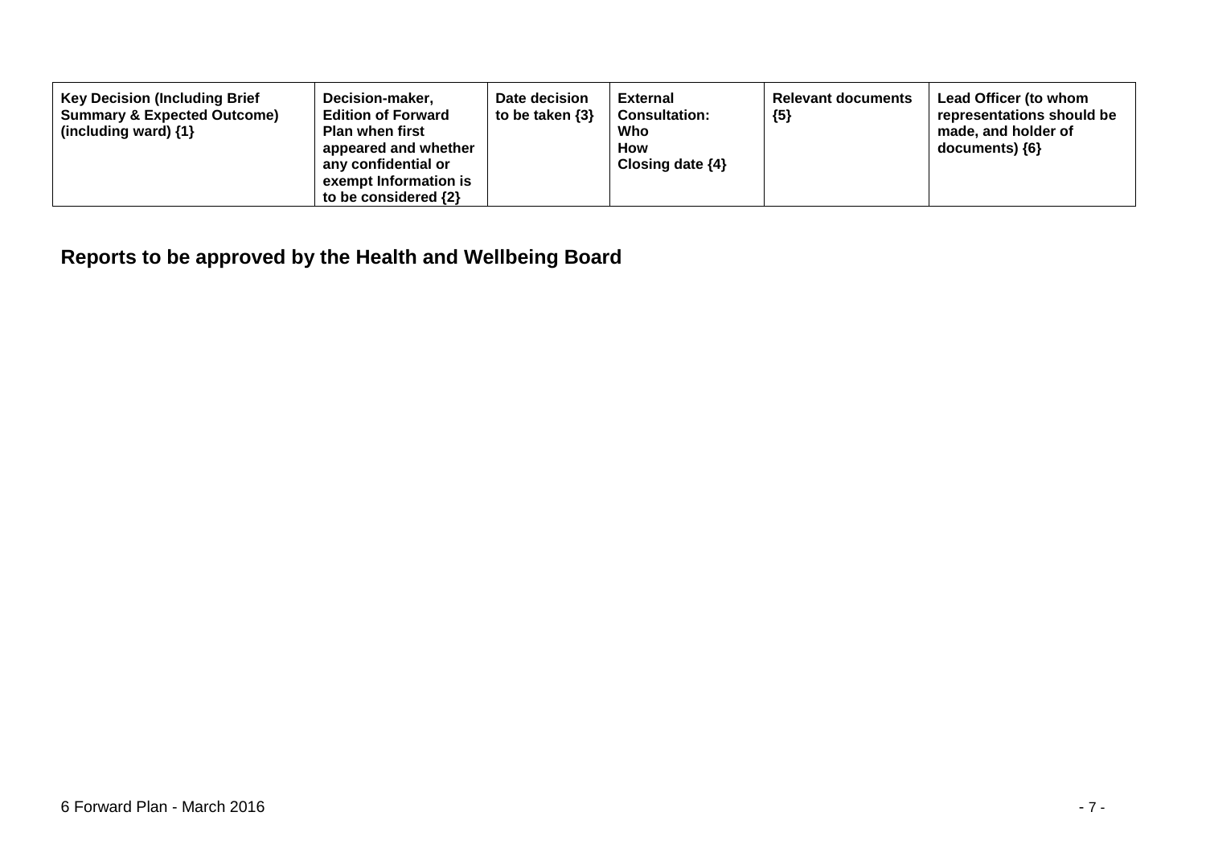| Key Decision (Including Brief Summary & Expected Outcome) (including ward) {1} | Decision-maker, Edition of Forward Plan when first appeared and whether any confidential or exempt Information is to be considered {2} | Date decision to be taken {3} | External Consultation: Who How Closing date {4} | Relevant documents {5} | Lead Officer (to whom representations should be made, and holder of documents) {6} |
|---|---|---|---|---|---|

## Reports to be approved by the Health and Wellbeing Board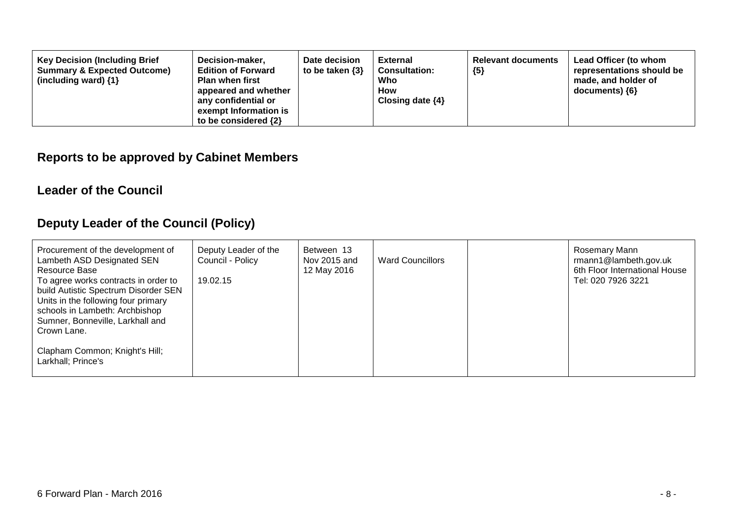| Key Decision (Including Brief Summary & Expected Outcome) (including ward) {1} | Decision-maker, Edition of Forward Plan when first appeared and whether any confidential or exempt Information is to be considered {2} | Date decision to be taken {3} | External Consultation: Who How Closing date {4} | Relevant documents {5} | Lead Officer (to whom representations should be made, and holder of documents) {6} |
|---|---|---|---|---|---|

## Reports to be approved by Cabinet Members

### Leader of the Council

### Deputy Leader of the Council (Policy)

| | | | | | |
|---|---|---|---|---|---|
| Procurement of the development of Lambeth ASD Designated SEN Resource Base<br>To agree works contracts in order to build Autistic Spectrum Disorder SEN Units in the following four primary schools in Lambeth: Archbishop Sumner, Bonneville, Larkhall and Crown Lane.<br><br>Clapham Common; Knight's Hill; Larkhall; Prince's | Deputy Leader of the Council - Policy<br><br>19.02.15 | Between 13 Nov 2015 and 12 May 2016 | Ward Councillors | | Rosemary Mann<br>rmann1@lambeth.gov.uk<br>6th Floor International House<br>Tel: 020 7926 3221 |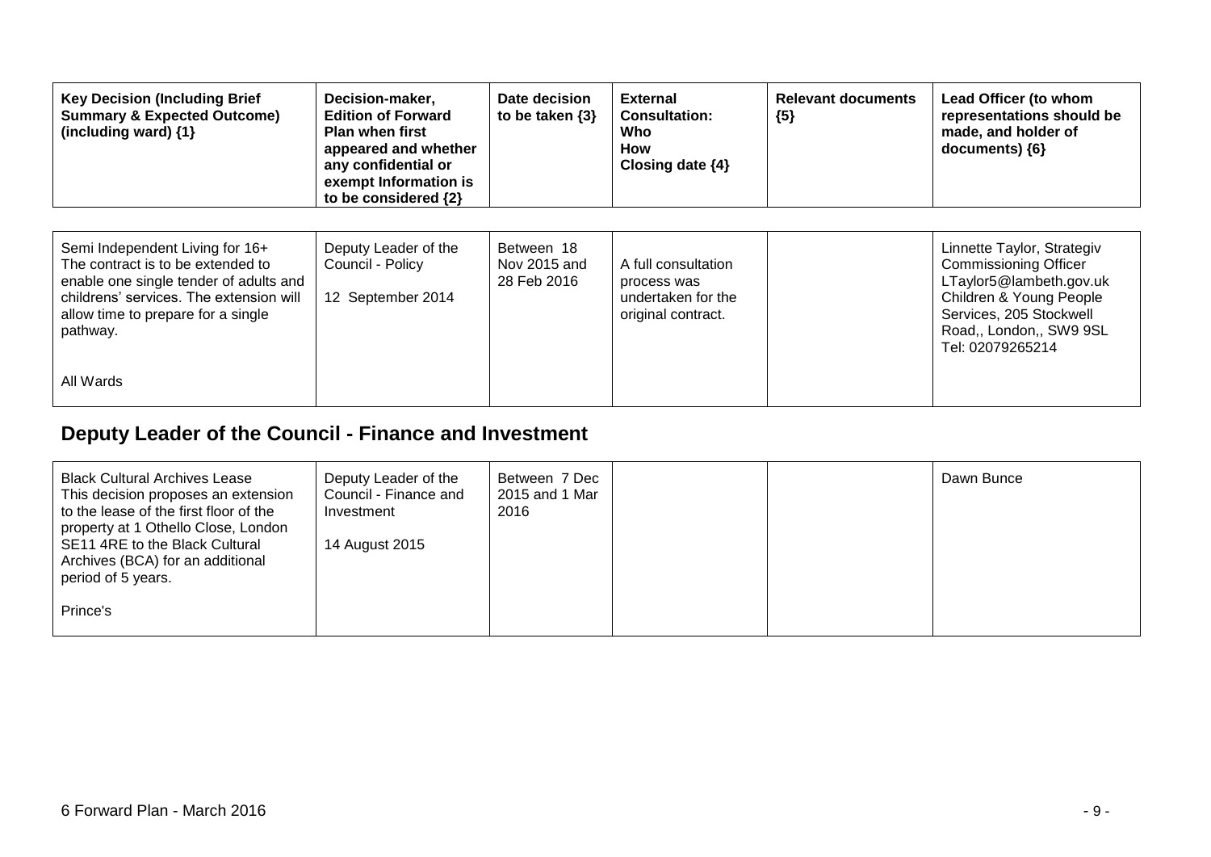| Key Decision (Including Brief Summary & Expected Outcome) (including ward) {1} | Decision-maker, Edition of Forward Plan when first appeared and whether any confidential or exempt Information is to be considered {2} | Date decision to be taken {3} | External Consultation: Who How Closing date {4} | Relevant documents {5} | Lead Officer (to whom representations should be made, and holder of documents) {6} |
|---|---|---|---|---|---|
| Semi Independent Living for 16+<br>The contract is to be extended to enable one single tender of adults and childrens' services. The extension will allow time to prepare for a single pathway.<br><br>All Wards | Deputy Leader of the Council - Policy<br><br>12 September 2014 | Between 18 Nov 2015 and 28 Feb 2016 | A full consultation process was undertaken for the original contract. | | Linnette Taylor, Strategiv Commissioning Officer LTaylor5@lambeth.gov.uk Children & Young People Services, 205 Stockwell Road,, London,, SW9 9SL Tel: 02079265214 |

## Deputy Leader of the Council - Finance and Investment

| Key Decision (Including Brief Summary & Expected Outcome) (including ward) {1} | Decision-maker, Edition of Forward Plan when first appeared and whether any confidential or exempt Information is to be considered {2} | Date decision to be taken {3} | External Consultation: Who How Closing date {4} | Relevant documents {5} | Lead Officer (to whom representations should be made, and holder of documents) {6} |
|---|---|---|---|---|---|
| Black Cultural Archives Lease<br>This decision proposes an extension to the lease of the first floor of the property at 1 Othello Close, London SE11 4RE to the Black Cultural Archives (BCA) for an additional period of 5 years.<br><br>Prince's | Deputy Leader of the Council - Finance and Investment<br><br>14 August 2015 | Between 7 Dec 2015 and 1 Mar 2016 | | | Dawn Bunce |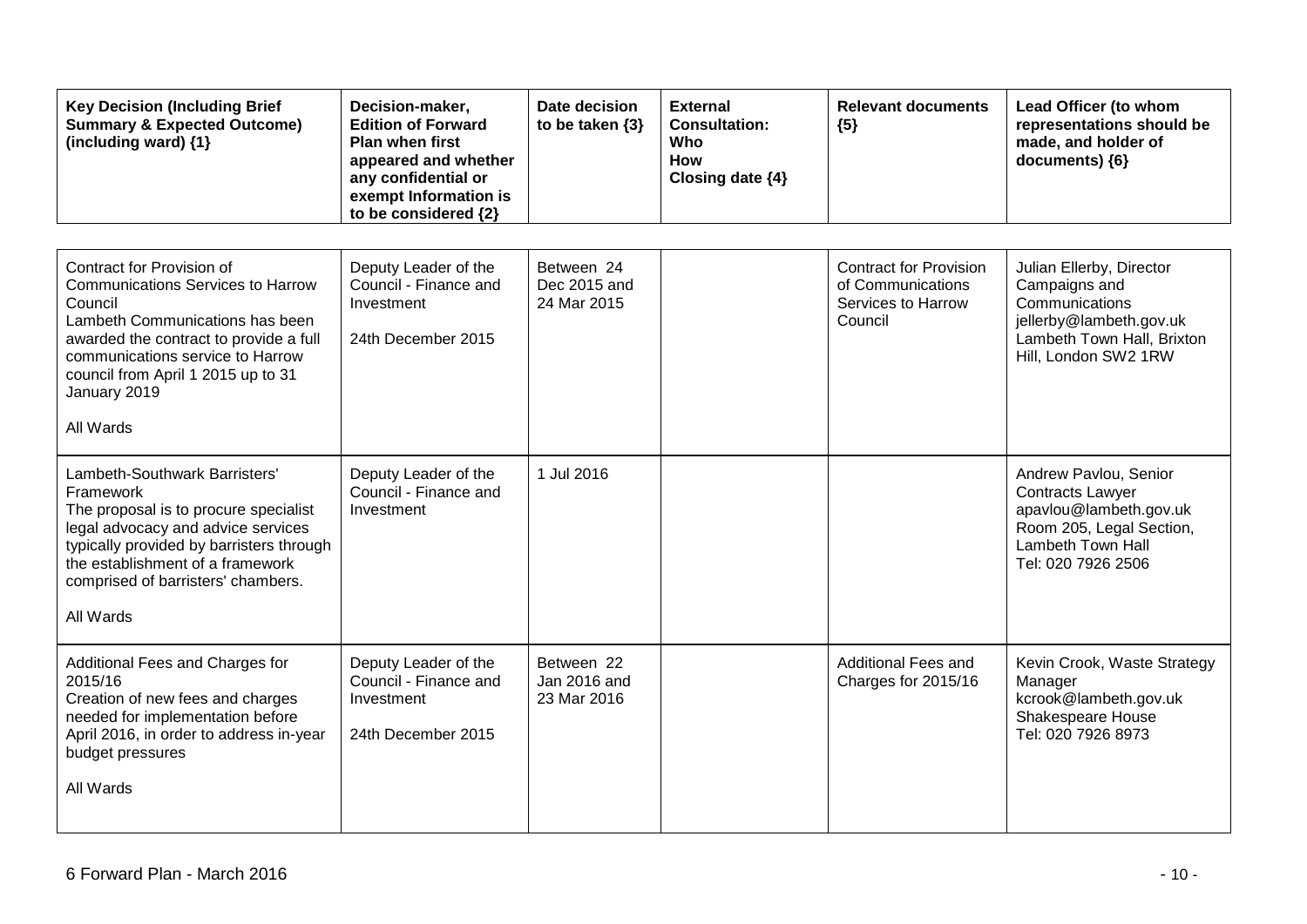| Key Decision (Including Brief Summary & Expected Outcome) (including ward) {1} | Decision-maker, Edition of Forward Plan when first appeared and whether any confidential or exempt Information is to be considered {2} | Date decision to be taken {3} | External Consultation: Who How Closing date {4} | Relevant documents {5} | Lead Officer (to whom representations should be made, and holder of documents) {6} |
|---|---|---|---|---|---|
| Contract for Provision of Communications Services to Harrow Council<br>Lambeth Communications has been awarded the contract to provide a full communications service to Harrow council from April 1 2015 up to 31 January 2019<br><br>All Wards | Deputy Leader of the Council - Finance and Investment<br><br>24th December 2015 | Between 24 Dec 2015 and 24 Mar 2015 | | Contract for Provision of Communications Services to Harrow Council | Julian Ellerby, Director Campaigns and Communications<br>jellerby@lambeth.gov.uk<br>Lambeth Town Hall, Brixton Hill, London SW2 1RW |
| Lambeth-Southwark Barristers' Framework<br>The proposal is to procure specialist legal advocacy and advice services typically provided by barristers through the establishment of a framework comprised of barristers' chambers.<br><br>All Wards | Deputy Leader of the Council - Finance and Investment | 1 Jul 2016 | | | Andrew Pavlou, Senior Contracts Lawyer<br>apavlou@lambeth.gov.uk<br>Room 205, Legal Section, Lambeth Town Hall<br>Tel: 020 7926 2506 |
| Additional Fees and Charges for 2015/16<br>Creation of new fees and charges needed for implementation before April 2016, in order to address in-year budget pressures<br><br>All Wards | Deputy Leader of the Council - Finance and Investment<br><br>24th December 2015 | Between 22 Jan 2016 and 23 Mar 2016 | | Additional Fees and Charges for 2015/16 | Kevin Crook, Waste Strategy Manager<br>kcrook@lambeth.gov.uk<br>Shakespeare House<br>Tel: 020 7926 8973 |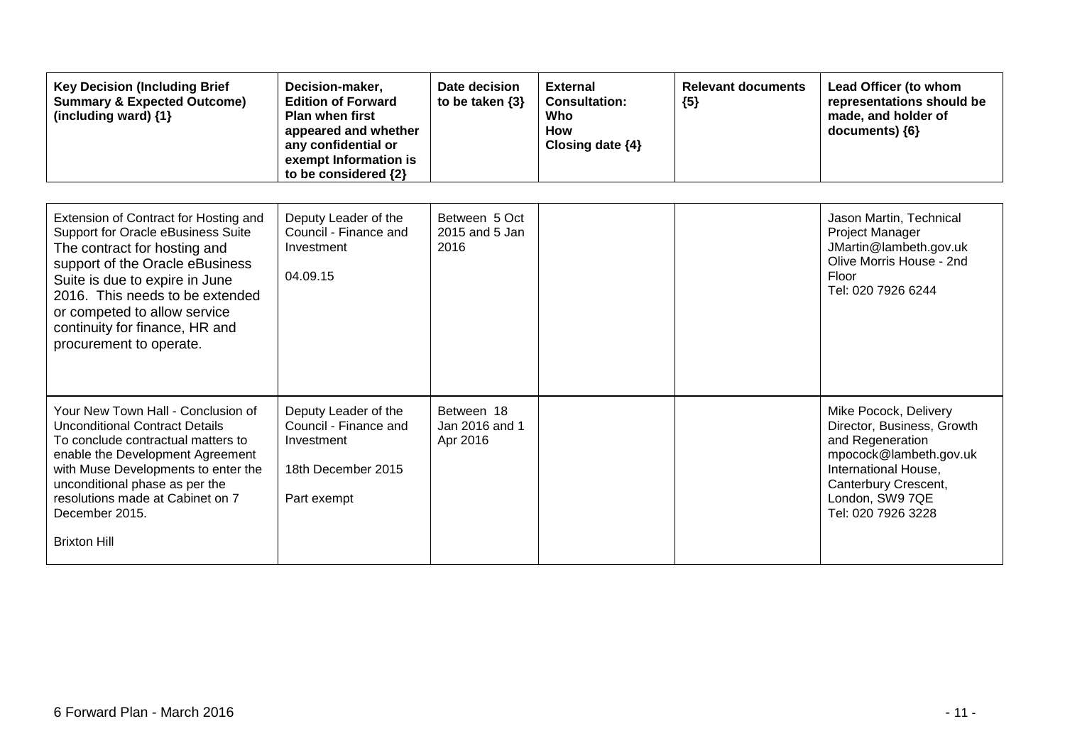| Key Decision (Including Brief Summary & Expected Outcome) (including ward) {1} | Decision-maker, Edition of Forward Plan when first appeared and whether any confidential or exempt Information is to be considered {2} | Date decision to be taken {3} | External Consultation: Who How Closing date {4} | Relevant documents {5} | Lead Officer (to whom representations should be made, and holder of documents) {6} |
|---|---|---|---|---|---|
| Extension of Contract for Hosting and Support for Oracle eBusiness Suite<br>The contract for hosting and support of the Oracle eBusiness Suite is due to expire in June 2016. This needs to be extended or competed to allow service continuity for finance, HR and procurement to operate. | Deputy Leader of the Council - Finance and Investment<br><br>04.09.15 | Between 5 Oct 2015 and 5 Jan 2016 | | | Jason Martin, Technical Project Manager<br>JMartin@lambeth.gov.uk<br>Olive Morris House - 2nd Floor<br>Tel: 020 7926 6244 |
| Your New Town Hall - Conclusion of Unconditional Contract Details<br>To conclude contractual matters to enable the Development Agreement with Muse Developments to enter the unconditional phase as per the resolutions made at Cabinet on 7 December 2015.<br><br>Brixton Hill | Deputy Leader of the Council - Finance and Investment<br><br>18th December 2015<br><br>Part exempt | Between 18 Jan 2016 and 1 Apr 2016 | | | Mike Pocock, Delivery Director, Business, Growth and Regeneration<br>mpocock@lambeth.gov.uk<br>International House, Canterbury Crescent, London, SW9 7QE<br>Tel: 020 7926 3228 |

6 Forward Plan - March 2016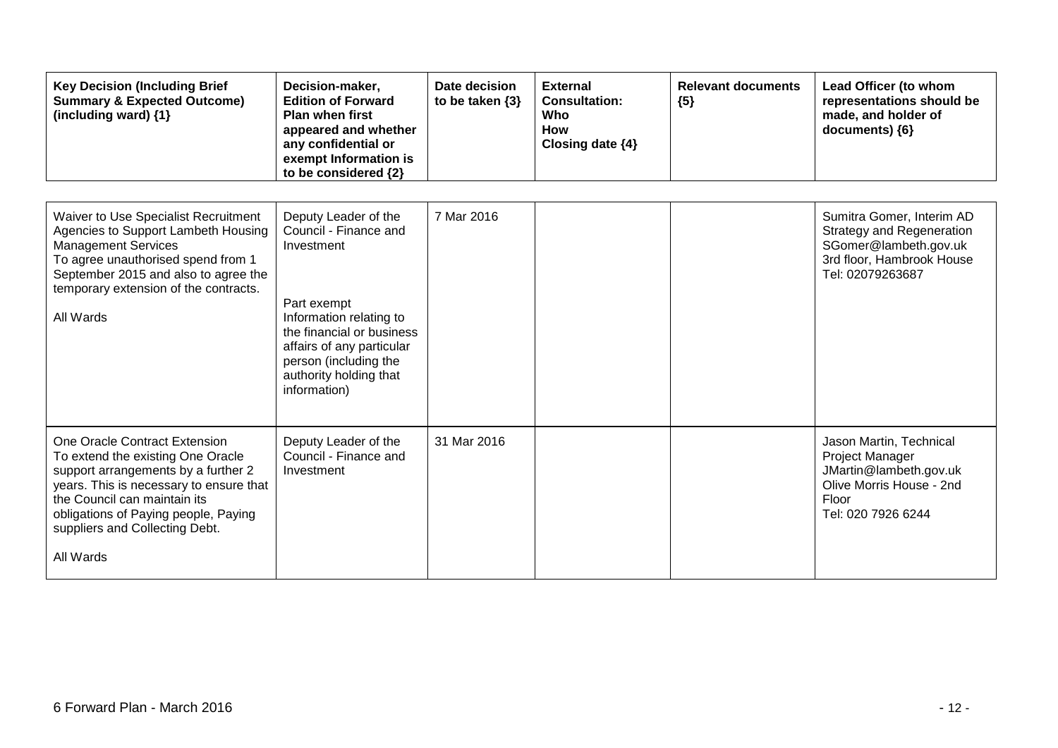| Key Decision (Including Brief Summary & Expected Outcome) (including ward) {1} | Decision-maker, Edition of Forward Plan when first appeared and whether any confidential or exempt Information is to be considered {2} | Date decision to be taken {3} | External Consultation: Who How Closing date {4} | Relevant documents {5} | Lead Officer (to whom representations should be made, and holder of documents) {6} |
|---|---|---|---|---|---|
| Waiver to Use Specialist Recruitment Agencies to Support Lambeth Housing Management Services<br>To agree unauthorised spend from 1 September 2015 and also to agree the temporary extension of the contracts.<br><br>All Wards | Deputy Leader of the Council - Finance and Investment<br><br>Part exempt Information relating to the financial or business affairs of any particular person (including the authority holding that information) | 7 Mar 2016 | | | Sumitra Gomer, Interim AD Strategy and Regeneration<br>SGomer@lambeth.gov.uk<br>3rd floor, Hambrook House<br>Tel: 02079263687 |
| One Oracle Contract Extension<br>To extend the existing One Oracle support arrangements by a further 2 years. This is necessary to ensure that the Council can maintain its obligations of Paying people, Paying suppliers and Collecting Debt.<br><br>All Wards | Deputy Leader of the Council - Finance and Investment | 31 Mar 2016 | | | Jason Martin, Technical Project Manager<br>JMartin@lambeth.gov.uk<br>Olive Morris House - 2nd Floor<br>Tel: 020 7926 6244 |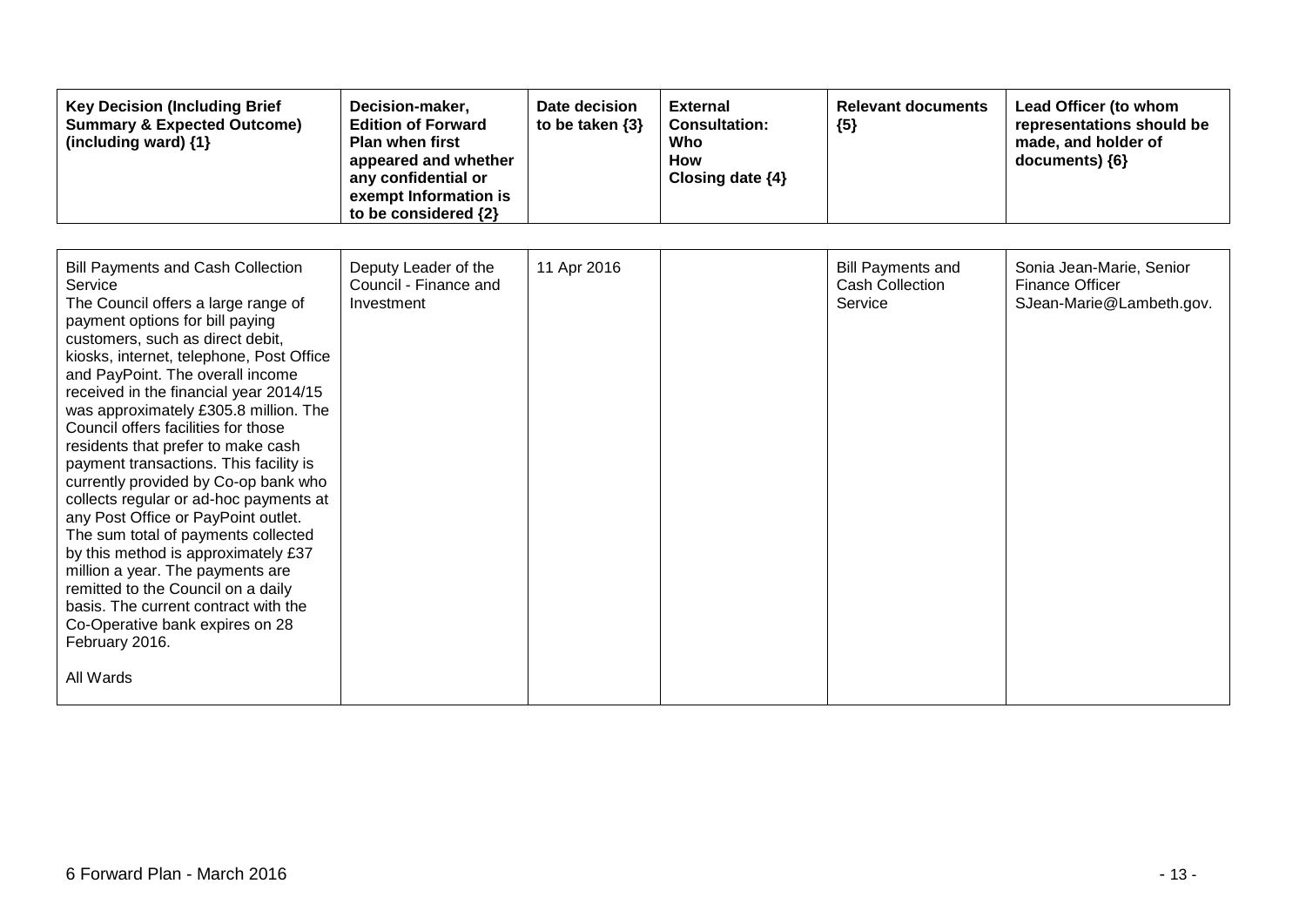| Key Decision (Including Brief Summary & Expected Outcome) (including ward) {1} | Decision-maker, Edition of Forward Plan when first appeared and whether any confidential or exempt Information is to be considered {2} | Date decision to be taken {3} | External Consultation: Who How Closing date {4} | Relevant documents {5} | Lead Officer (to whom representations should be made, and holder of documents) {6} |
|---|---|---|---|---|---|
| Bill Payments and Cash Collection Service<br>The Council offers a large range of payment options for bill paying customers, such as direct debit, kiosks, internet, telephone, Post Office and PayPoint. The overall income received in the financial year 2014/15 was approximately £305.8 million. The Council offers facilities for those residents that prefer to make cash payment transactions. This facility is currently provided by Co-op bank who collects regular or ad-hoc payments at any Post Office or PayPoint outlet. The sum total of payments collected by this method is approximately £37 million a year. The payments are remitted to the Council on a daily basis. The current contract with the Co-Operative bank expires on 28 February 2016.<br><br>All Wards | Deputy Leader of the Council - Finance and Investment | 11 Apr 2016 | | Bill Payments and Cash Collection Service | Sonia Jean-Marie, Senior Finance Officer<br>SJean-Marie@Lambeth.gov. |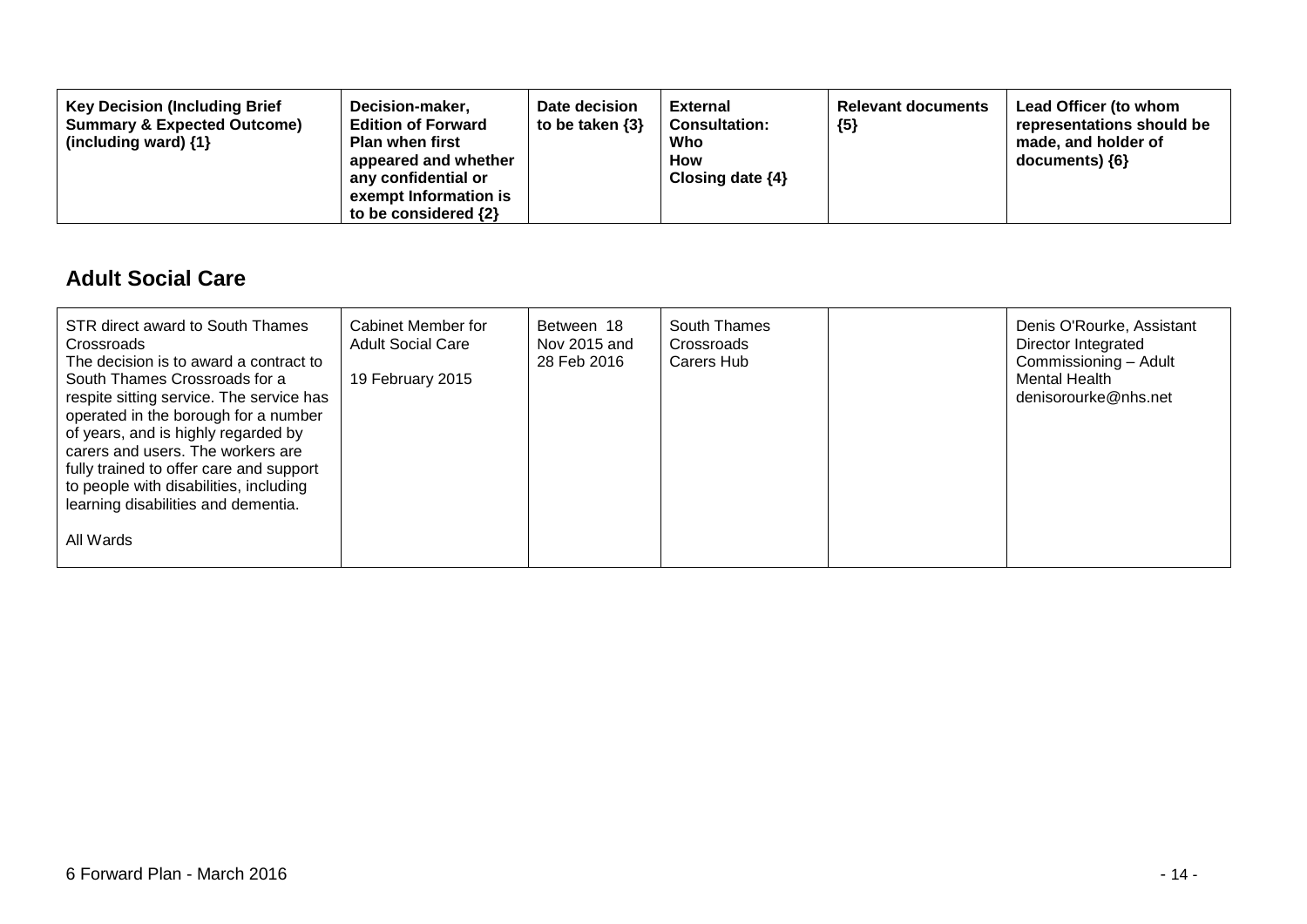| Key Decision (Including Brief Summary & Expected Outcome) (including ward) {1} | Decision-maker, Edition of Forward Plan when first appeared and whether any confidential or exempt Information is to be considered {2} | Date decision to be taken {3} | External Consultation: Who How Closing date {4} | Relevant documents {5} | Lead Officer (to whom representations should be made, and holder of documents) {6} |
|---|---|---|---|---|---|

## Adult Social Care

| Key Decision (Including Brief Summary & Expected Outcome) (including ward) {1} | Decision-maker, Edition of Forward Plan when first appeared and whether any confidential or exempt Information is to be considered {2} | Date decision to be taken {3} | External Consultation: Who How Closing date {4} | Relevant documents {5} | Lead Officer (to whom representations should be made, and holder of documents) {6} |
|---|---|---|---|---|---|
| STR direct award to South Thames Crossroads<br>The decision is to award a contract to South Thames Crossroads for a respite sitting service. The service has operated in the borough for a number of years, and is highly regarded by carers and users. The workers are fully trained to offer care and support to people with disabilities, including learning disabilities and dementia.<br><br>All Wards | Cabinet Member for Adult Social Care<br><br>19 February 2015 | Between 18 Nov 2015 and 28 Feb 2016 | South Thames Crossroads Carers Hub | | Denis O'Rourke, Assistant Director Integrated Commissioning – Adult Mental Health<br>denisorourke@nhs.net |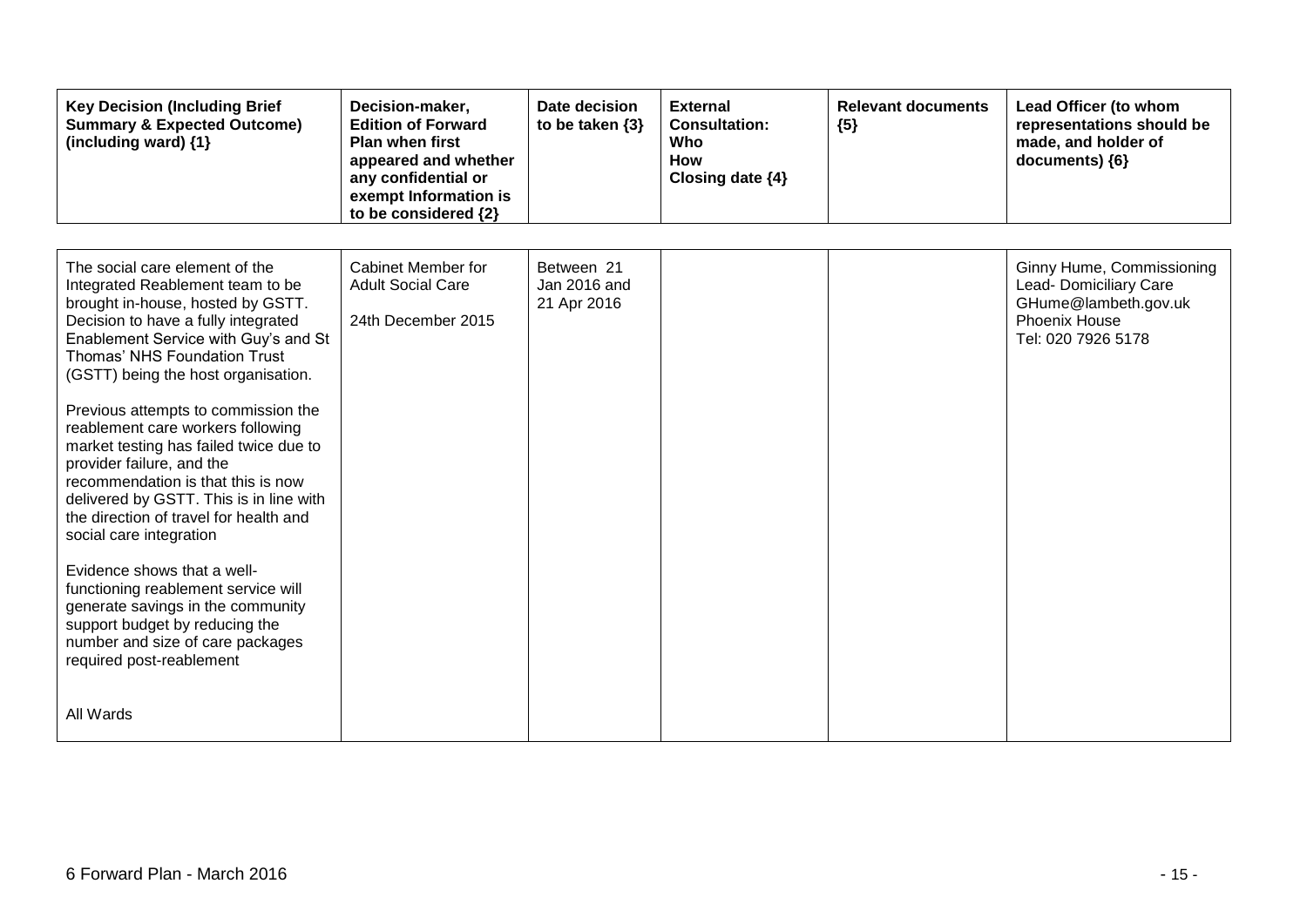| Key Decision (Including Brief Summary & Expected Outcome) (including ward) {1} | Decision-maker, Edition of Forward Plan when first appeared and whether any confidential or exempt Information is to be considered {2} | Date decision to be taken {3} | External Consultation: Who How Closing date {4} | Relevant documents {5} | Lead Officer (to whom representations should be made, and holder of documents) {6} |
|---|---|---|---|---|---|
| The social care element of the Integrated Reablement team to be brought in-house, hosted by GSTT. Decision to have a fully integrated Enablement Service with Guy's and St Thomas' NHS Foundation Trust (GSTT) being the host organisation.<br><br>Previous attempts to commission the reablement care workers following market testing has failed twice due to provider failure, and the recommendation is that this is now delivered by GSTT. This is in line with the direction of travel for health and social care integration<br><br>Evidence shows that a well-functioning reablement service will generate savings in the community support budget by reducing the number and size of care packages required post-reablement<br><br>All Wards | Cabinet Member for Adult Social Care<br><br>24th December 2015 | Between 21 Jan 2016 and 21 Apr 2016 | | | Ginny Hume, Commissioning Lead- Domiciliary Care<br>GHume@lambeth.gov.uk<br>Phoenix House<br>Tel: 020 7926 5178 |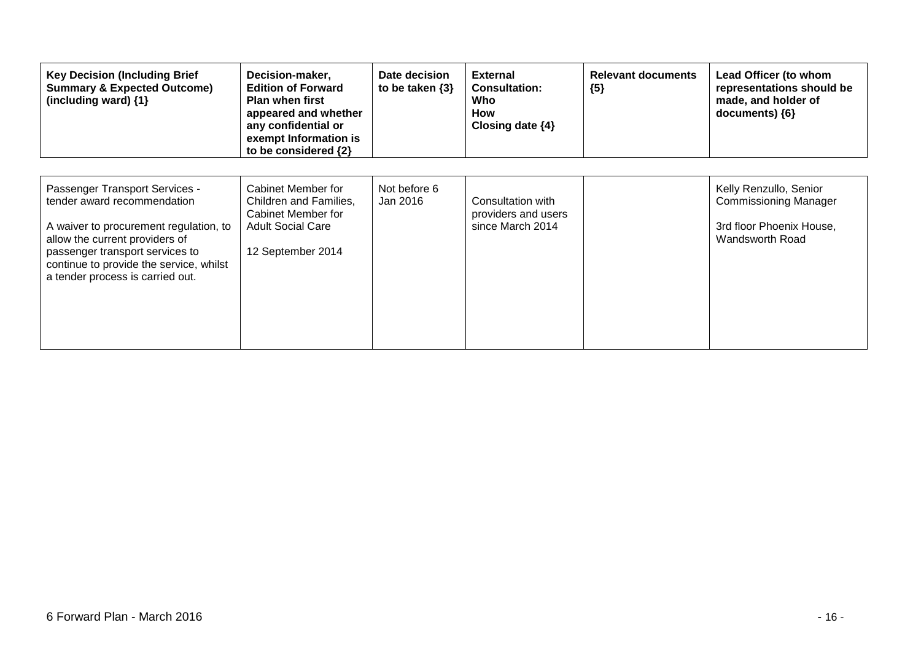| Key Decision (Including Brief Summary & Expected Outcome) (including ward) {1} | Decision-maker, Edition of Forward Plan when first appeared and whether any confidential or exempt Information is to be considered {2} | Date decision to be taken {3} | External Consultation: Who How Closing date {4} | Relevant documents {5} | Lead Officer (to whom representations should be made, and holder of documents) {6} |
|---|---|---|---|---|---|
| Passenger Transport Services - tender award recommendation<br><br>A waiver to procurement regulation, to allow the current providers of passenger transport services to continue to provide the service, whilst a tender process is carried out. | Cabinet Member for Children and Families, Cabinet Member for Adult Social Care<br><br>12 September 2014 | Not before 6 Jan 2016 | Consultation with providers and users since March 2014 | | Kelly Renzullo, Senior Commissioning Manager<br><br>3rd floor Phoenix House, Wandsworth Road |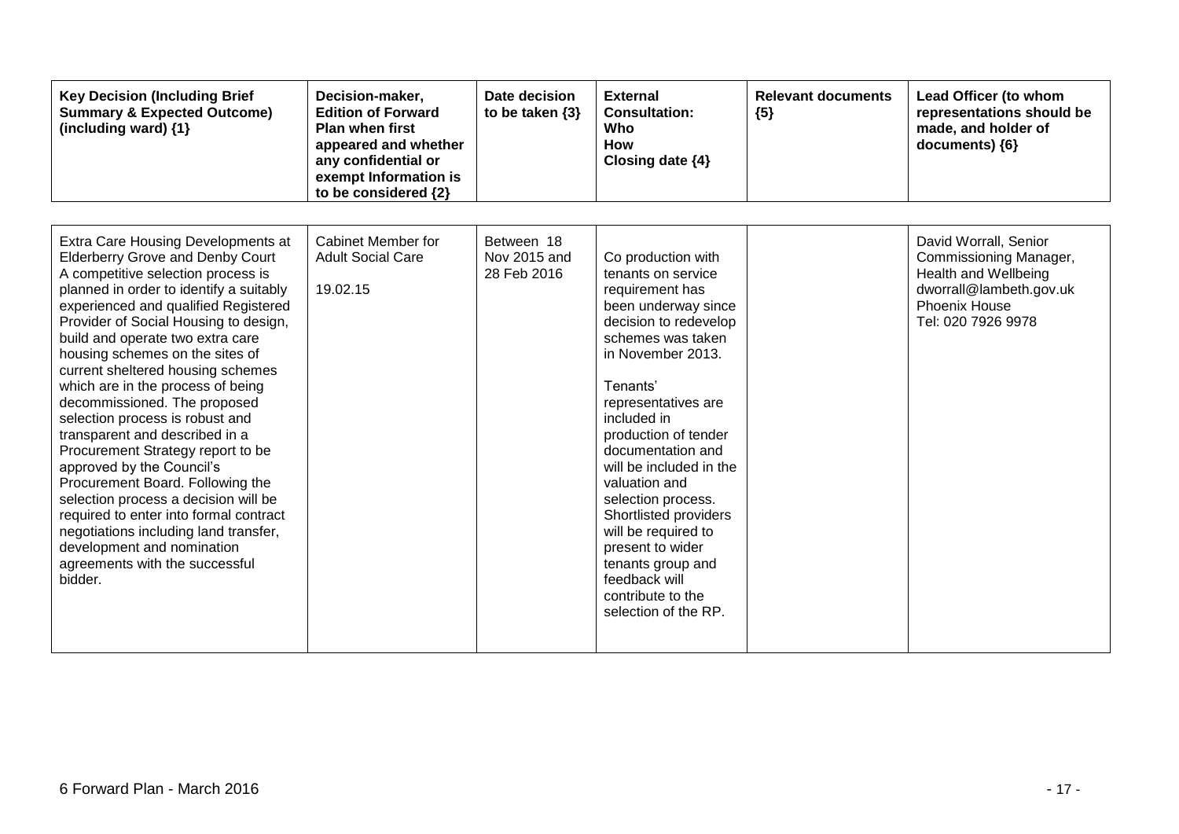| Key Decision (Including Brief Summary & Expected Outcome) (including ward) {1} | Decision-maker, Edition of Forward Plan when first appeared and whether any confidential or exempt Information is to be considered {2} | Date decision to be taken {3} | External Consultation: Who How Closing date {4} | Relevant documents {5} | Lead Officer (to whom representations should be made, and holder of documents) {6} |
|---|---|---|---|---|---|
| Extra Care Housing Developments at Elderberry Grove and Denby Court A competitive selection process is planned in order to identify a suitably experienced and qualified Registered Provider of Social Housing to design, build and operate two extra care housing schemes on the sites of current sheltered housing schemes which are in the process of being decommissioned. The proposed selection process is robust and transparent and described in a Procurement Strategy report to be approved by the Council's Procurement Board. Following the selection process a decision will be required to enter into formal contract negotiations including land transfer, development and nomination agreements with the successful bidder. | Cabinet Member for Adult Social Care<br><br>19.02.15 | Between 18 Nov 2015 and 28 Feb 2016 | Co production with tenants on service requirement has been underway since decision to redevelop schemes was taken in November 2013.<br><br>Tenants' representatives are included in production of tender documentation and will be included in the valuation and selection process. Shortlisted providers will be required to present to wider tenants group and feedback will contribute to the selection of the RP. | | David Worrall, Senior Commissioning Manager, Health and Wellbeing dworrall@lambeth.gov.uk Phoenix House Tel: 020 7926 9978 |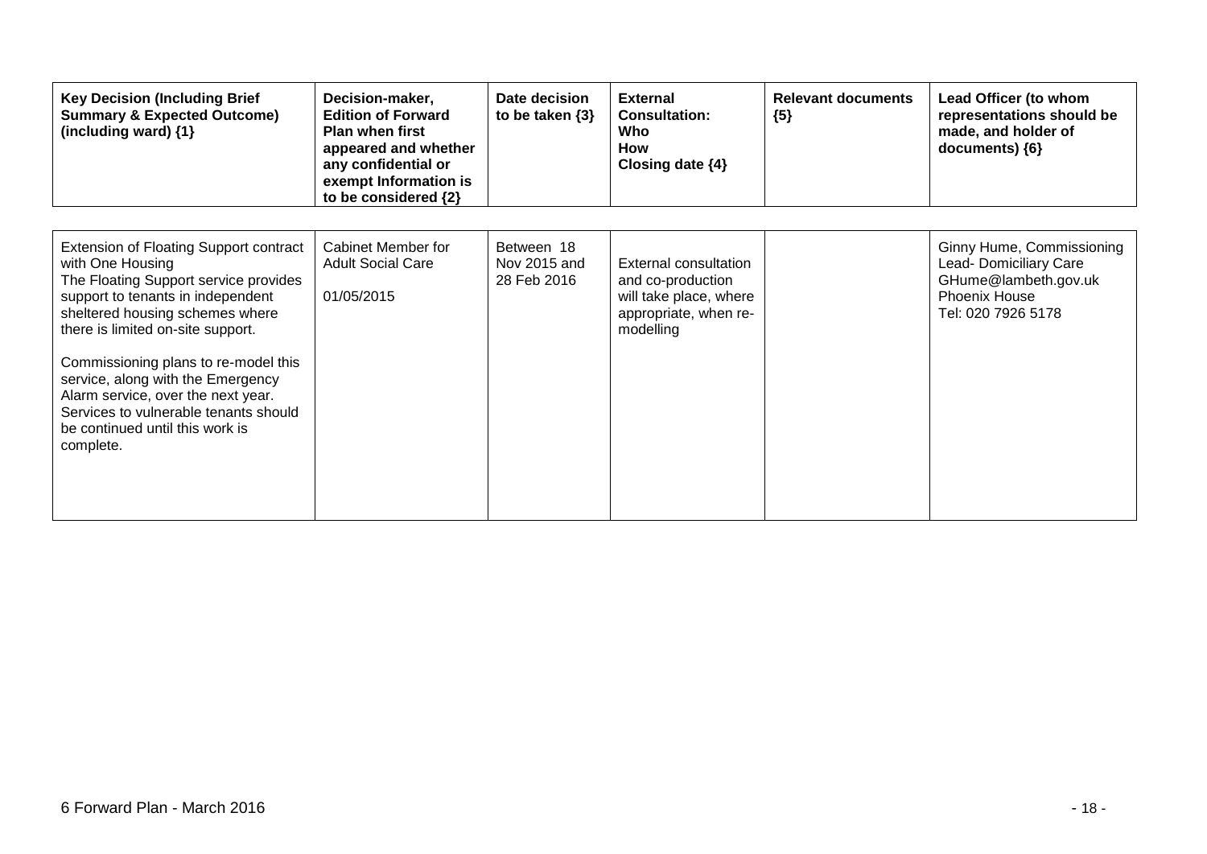| Key Decision (Including Brief Summary & Expected Outcome) (including ward) {1} | Decision-maker, Edition of Forward Plan when first appeared and whether any confidential or exempt Information is to be considered {2} | Date decision to be taken {3} | External Consultation: Who How Closing date {4} | Relevant documents {5} | Lead Officer (to whom representations should be made, and holder of documents) {6} |
|---|---|---|---|---|---|
| Extension of Floating Support contract with One Housing<br>The Floating Support service provides support to tenants in independent sheltered housing schemes where there is limited on-site support.<br><br>Commissioning plans to re-model this service, along with the Emergency Alarm service, over the next year. Services to vulnerable tenants should be continued until this work is complete. | Cabinet Member for Adult Social Care<br><br>01/05/2015 | Between 18 Nov 2015 and 28 Feb 2016 | External consultation and co-production will take place, where appropriate, when re-modelling | | Ginny Hume, Commissioning Lead- Domiciliary Care<br>GHume@lambeth.gov.uk<br>Phoenix House<br>Tel: 020 7926 5178 |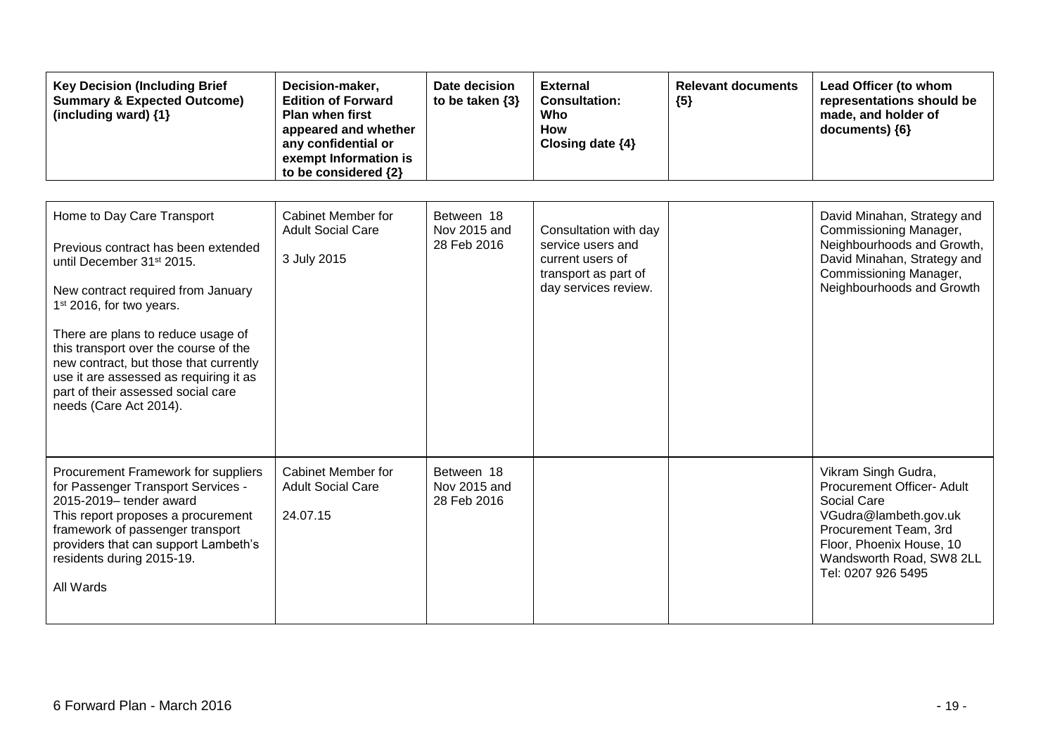| Key Decision (Including Brief Summary & Expected Outcome) (including ward) {1} | Decision-maker, Edition of Forward Plan when first appeared and whether any confidential or exempt Information is to be considered {2} | Date decision to be taken {3} | External Consultation: Who How Closing date {4} | Relevant documents {5} | Lead Officer (to whom representations should be made, and holder of documents) {6} |
|---|---|---|---|---|---|
| Home to Day Care Transport<br><br>Previous contract has been extended until December 31st 2015.<br><br>New contract required from January 1st 2016, for two years.<br><br>There are plans to reduce usage of this transport over the course of the new contract, but those that currently use it are assessed as requiring it as part of their assessed social care needs (Care Act 2014). | Cabinet Member for Adult Social Care<br><br>3 July 2015 | Between 18 Nov 2015 and 28 Feb 2016 | Consultation with day service users and current users of transport as part of day services review. | | David Minahan, Strategy and Commissioning Manager, Neighbourhoods and Growth, David Minahan, Strategy and Commissioning Manager, Neighbourhoods and Growth |
| Procurement Framework for suppliers for Passenger Transport Services - 2015-2019– tender award<br>This report proposes a procurement framework of passenger transport providers that can support Lambeth's residents during 2015-19.<br><br>All Wards | Cabinet Member for Adult Social Care<br><br>24.07.15 | Between 18 Nov 2015 and 28 Feb 2016 | | | Vikram Singh Gudra, Procurement Officer- Adult Social Care<br>VGudra@lambeth.gov.uk<br>Procurement Team, 3rd Floor, Phoenix House, 10 Wandsworth Road, SW8 2LL<br>Tel: 0207 926 5495 |

6 Forward Plan - March 2016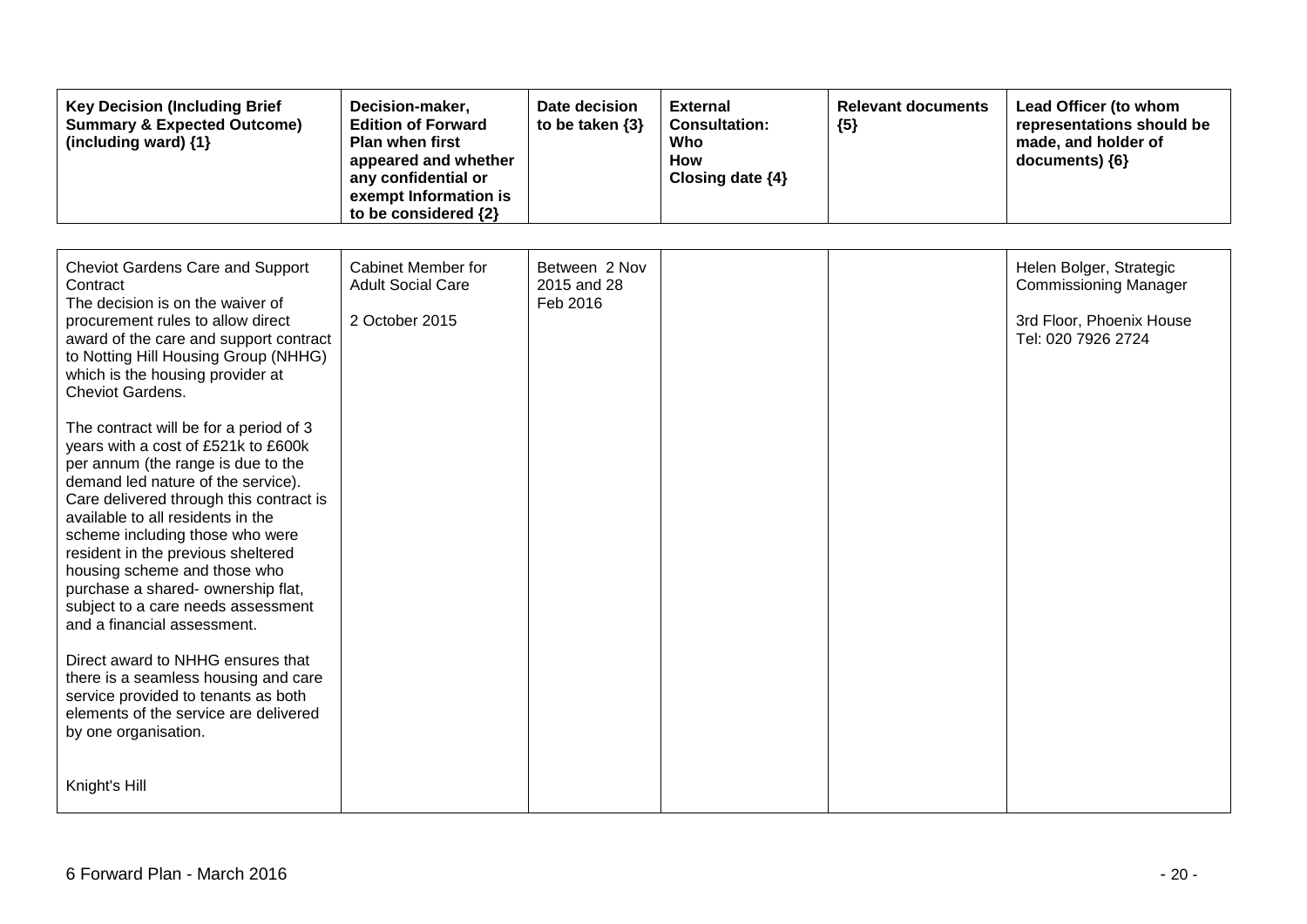| Key Decision (Including Brief Summary & Expected Outcome) (including ward) {1} | Decision-maker, Edition of Forward Plan when first appeared and whether any confidential or exempt Information is to be considered {2} | Date decision to be taken {3} | External Consultation: Who How Closing date {4} | Relevant documents {5} | Lead Officer (to whom representations should be made, and holder of documents) {6} |
|---|---|---|---|---|---|
| Cheviot Gardens Care and Support Contract<br>The decision is on the waiver of procurement rules to allow direct award of the care and support contract to Notting Hill Housing Group (NHHG) which is the housing provider at Cheviot Gardens.<br><br>The contract will be for a period of 3 years with a cost of £521k to £600k per annum (the range is due to the demand led nature of the service). Care delivered through this contract is available to all residents in the scheme including those who were resident in the previous sheltered housing scheme and those who purchase a shared- ownership flat, subject to a care needs assessment and a financial assessment.<br><br>Direct award to NHHG ensures that there is a seamless housing and care service provided to tenants as both elements of the service are delivered by one organisation.<br><br>Knight's Hill | Cabinet Member for Adult Social Care<br><br>2 October 2015 | Between 2 Nov 2015 and 28 Feb 2016 | | | Helen Bolger, Strategic Commissioning Manager<br><br>3rd Floor, Phoenix House<br>Tel: 020 7926 2724 |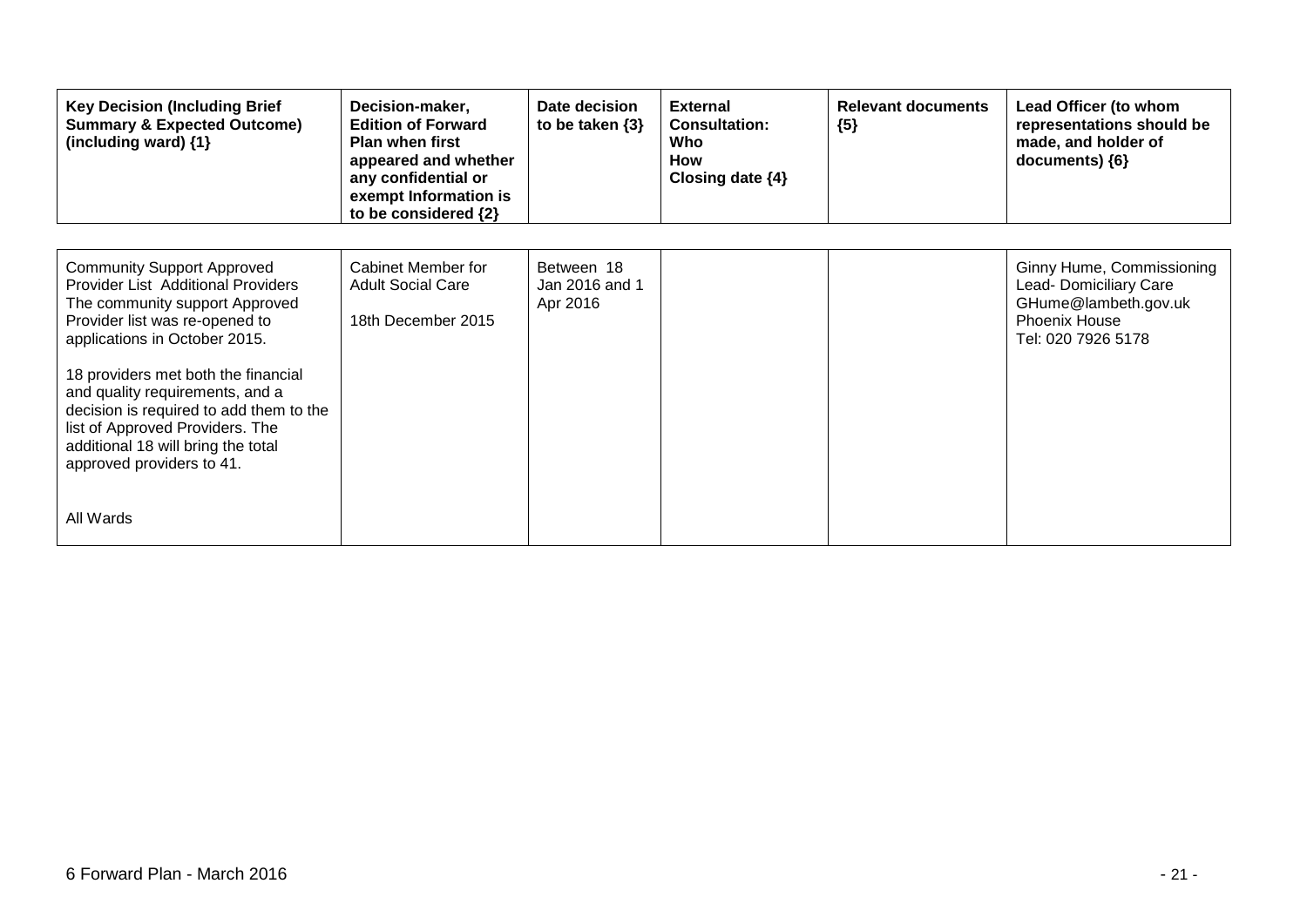| Key Decision (Including Brief Summary & Expected Outcome) (including ward) {1} | Decision-maker, Edition of Forward Plan when first appeared and whether any confidential or exempt Information is to be considered {2} | Date decision to be taken {3} | External Consultation: Who How Closing date {4} | Relevant documents {5} | Lead Officer (to whom representations should be made, and holder of documents) {6} |
|---|---|---|---|---|---|
| Community Support Approved Provider List Additional Providers The community support Approved Provider list was re-opened to applications in October 2015.<br><br>18 providers met both the financial and quality requirements, and a decision is required to add them to the list of Approved Providers. The additional 18 will bring the total approved providers to 41.<br><br>All Wards | Cabinet Member for Adult Social Care<br><br>18th December 2015 | Between 18 Jan 2016 and 1 Apr 2016 | | | Ginny Hume, Commissioning Lead- Domiciliary Care GHume@lambeth.gov.uk Phoenix House Tel: 020 7926 5178 |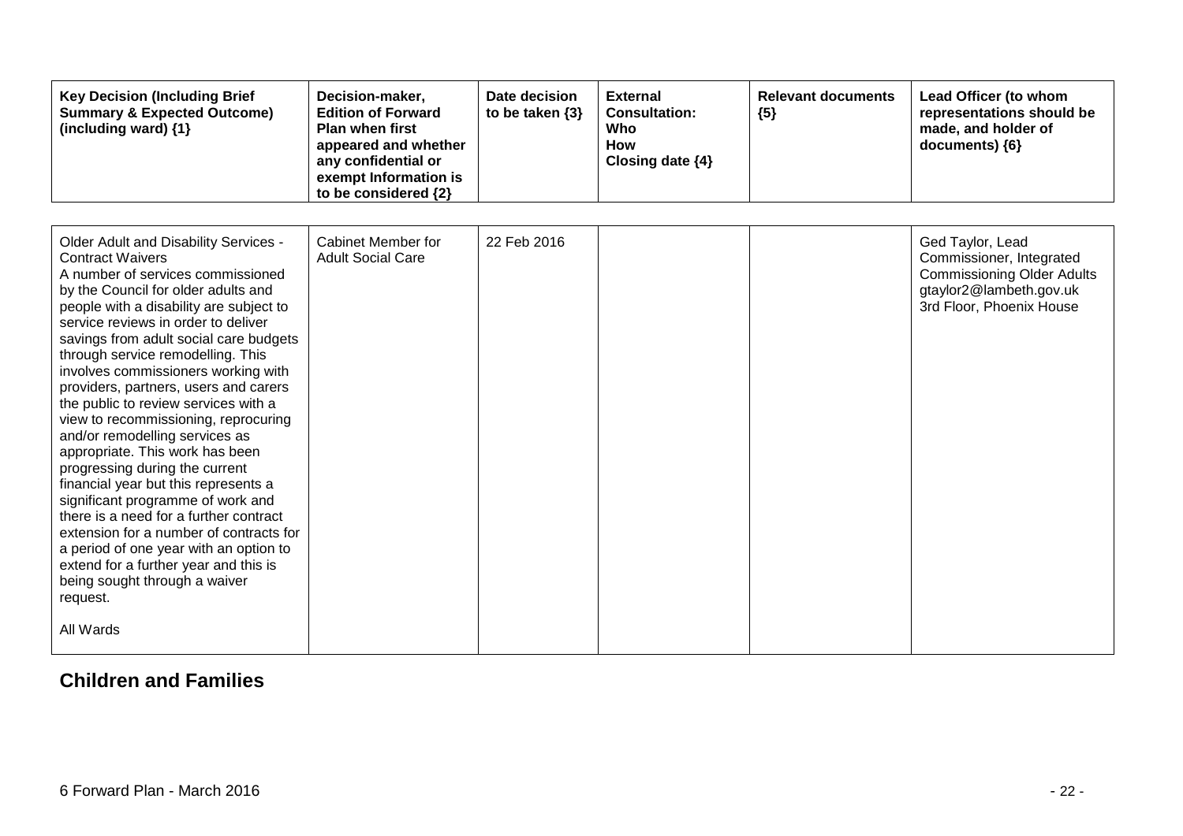| Key Decision (Including Brief Summary & Expected Outcome) (including ward) {1} | Decision-maker, Edition of Forward Plan when first appeared and whether any confidential or exempt Information is to be considered {2} | Date decision to be taken {3} | External Consultation: Who How Closing date {4} | Relevant documents {5} | Lead Officer (to whom representations should be made, and holder of documents) {6} |
|---|---|---|---|---|---|
| Older Adult and Disability Services - Contract Waivers<br>A number of services commissioned by the Council for older adults and people with a disability are subject to service reviews in order to deliver savings from adult social care budgets through service remodelling. This involves commissioners working with providers, partners, users and carers the public to review services with a view to recommissioning, reprocuring and/or remodelling services as appropriate. This work has been progressing during the current financial year but this represents a significant programme of work and there is a need for a further contract extension for a number of contracts for a period of one year with an option to extend for a further year and this is being sought through a waiver request.<br><br>All Wards | Cabinet Member for Adult Social Care | 22 Feb 2016 | | | Ged Taylor, Lead Commissioner, Integrated Commissioning Older Adults gtaylor2@lambeth.gov.uk 3rd Floor, Phoenix House |

## Children and Families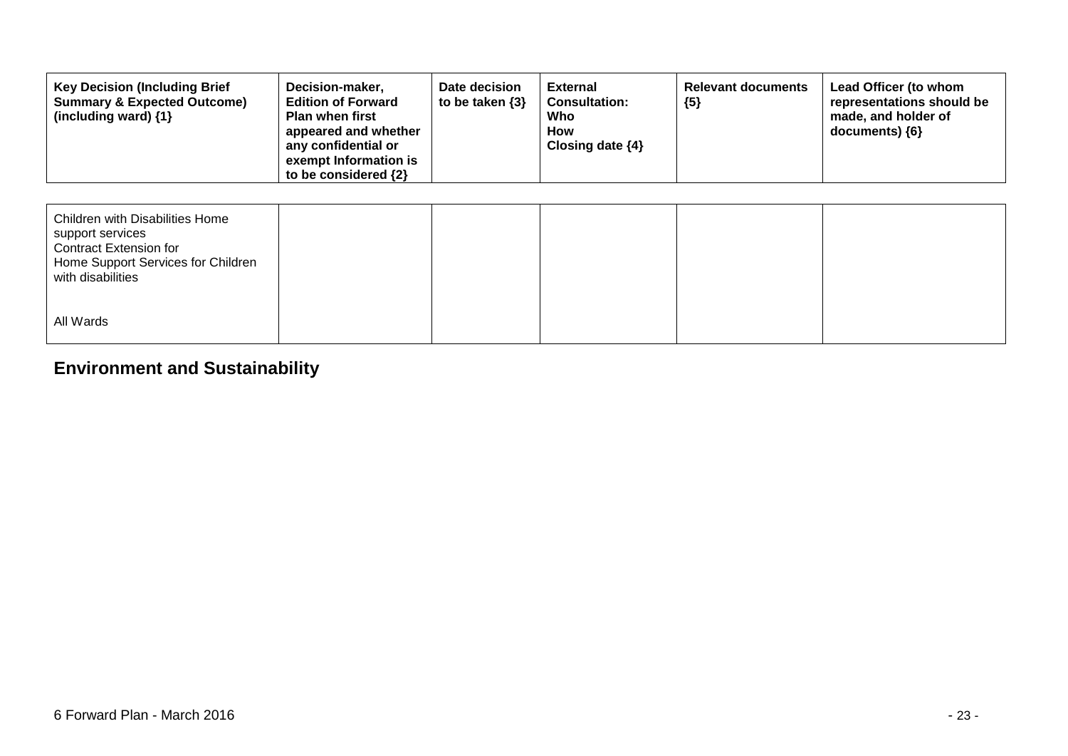| Key Decision (Including Brief Summary & Expected Outcome) (including ward) {1} | Decision-maker, Edition of Forward Plan when first appeared and whether any confidential or exempt Information is to be considered {2} | Date decision to be taken {3} | External Consultation: Who How Closing date {4} | Relevant documents {5} | Lead Officer (to whom representations should be made, and holder of documents) {6} |
|---|---|---|---|---|---|
| Children with Disabilities Home support services<br>Contract Extension for Home Support Services for Children with disabilities<br><br>All Wards | | | | | |

## Environment and Sustainability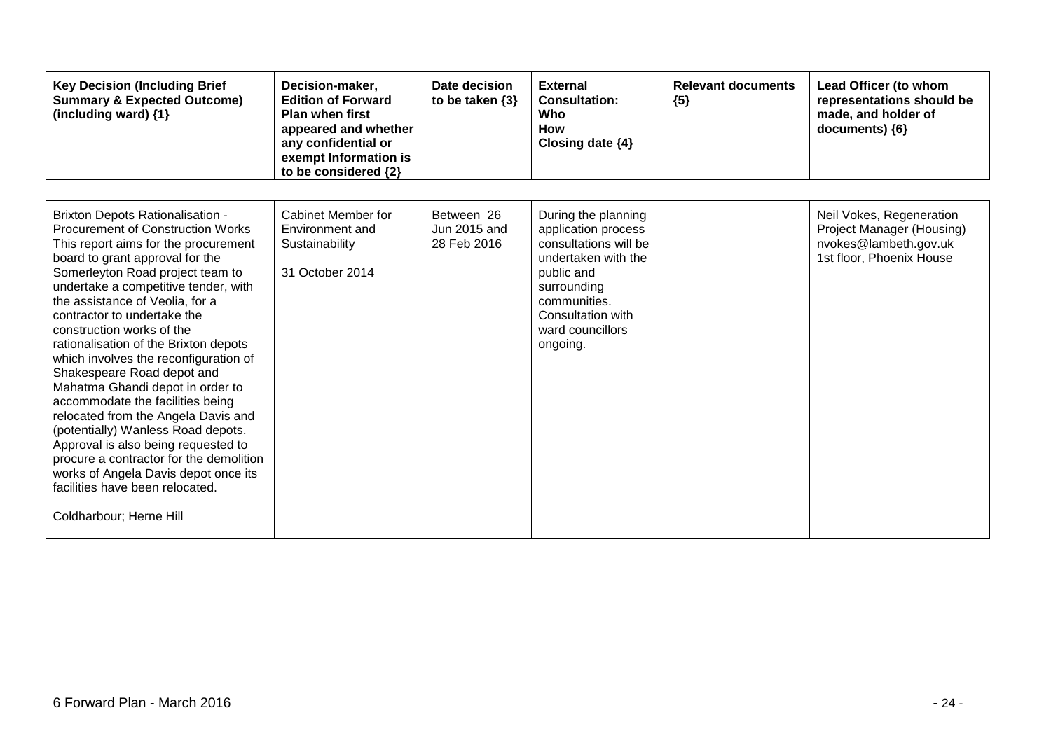| Key Decision (Including Brief Summary & Expected Outcome) (including ward) {1} | Decision-maker, Edition of Forward Plan when first appeared and whether any confidential or exempt Information is to be considered {2} | Date decision to be taken {3} | External Consultation: Who How Closing date {4} | Relevant documents {5} | Lead Officer (to whom representations should be made, and holder of documents) {6} |
|---|---|---|---|---|---|
| Brixton Depots Rationalisation - Procurement of Construction Works<br>This report aims for the procurement board to grant approval for the Somerleyton Road project team to undertake a competitive tender, with the assistance of Veolia, for a contractor to undertake the construction works of the rationalisation of the Brixton depots which involves the reconfiguration of Shakespeare Road depot and Mahatma Ghandi depot in order to accommodate the facilities being relocated from the Angela Davis and (potentially) Wanless Road depots. Approval is also being requested to procure a contractor for the demolition works of Angela Davis depot once its facilities have been relocated.<br><br>Coldharbour; Herne Hill | Cabinet Member for Environment and Sustainability<br><br>31 October 2014 | Between 26 Jun 2015 and 28 Feb 2016 | During the planning application process consultations will be undertaken with the public and surrounding communities. Consultation with ward councillors ongoing. | | Neil Vokes, Regeneration Project Manager (Housing)<br>nvokes@lambeth.gov.uk<br>1st floor, Phoenix House |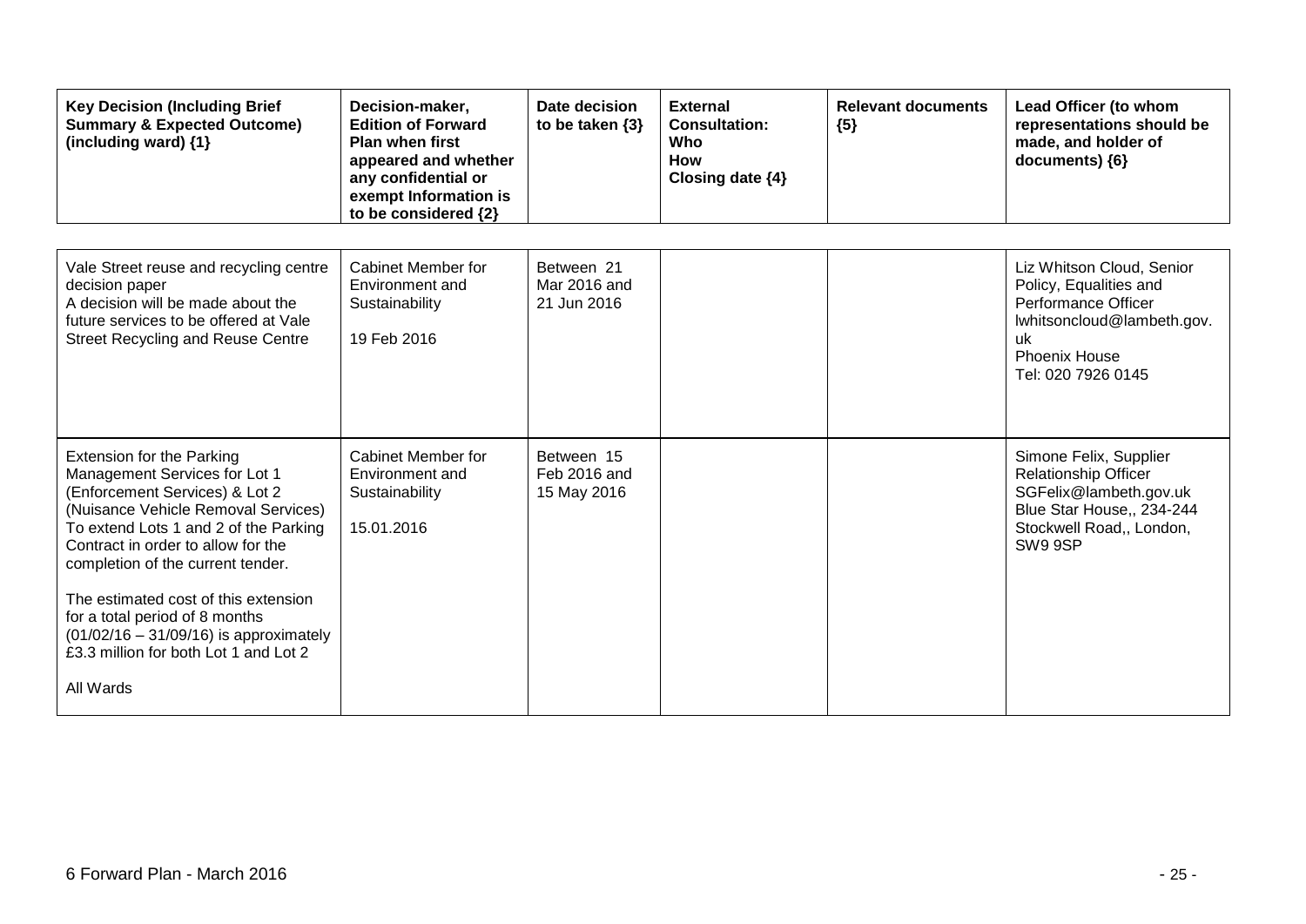| Key Decision (Including Brief Summary & Expected Outcome) (including ward) {1} | Decision-maker, Edition of Forward Plan when first appeared and whether any confidential or exempt Information is to be considered {2} | Date decision to be taken {3} | External Consultation: Who How Closing date {4} | Relevant documents {5} | Lead Officer (to whom representations should be made, and holder of documents) {6} |
|---|---|---|---|---|---|
| Vale Street reuse and recycling centre decision paper<br>A decision will be made about the future services to be offered at Vale Street Recycling and Reuse Centre | Cabinet Member for Environment and Sustainability<br><br>19 Feb 2016 | Between 21 Mar 2016 and 21 Jun 2016 | | | Liz Whitson Cloud, Senior Policy, Equalities and Performance Officer<br>lwhitsoncloud@lambeth.gov.uk<br>Phoenix House<br>Tel: 020 7926 0145 |
| Extension for the Parking Management Services for Lot 1 (Enforcement Services) & Lot 2 (Nuisance Vehicle Removal Services)<br>To extend Lots 1 and 2 of the Parking Contract in order to allow for the completion of the current tender.<br><br>The estimated cost of this extension for a total period of 8 months (01/02/16 – 31/09/16) is approximately £3.3 million for both Lot 1 and Lot 2<br><br>All Wards | Cabinet Member for Environment and Sustainability<br><br>15.01.2016 | Between 15 Feb 2016 and 15 May 2016 | | | Simone Felix, Supplier Relationship Officer<br>SGFelix@lambeth.gov.uk<br>Blue Star House,, 234-244 Stockwell Road,, London, SW9 9SP |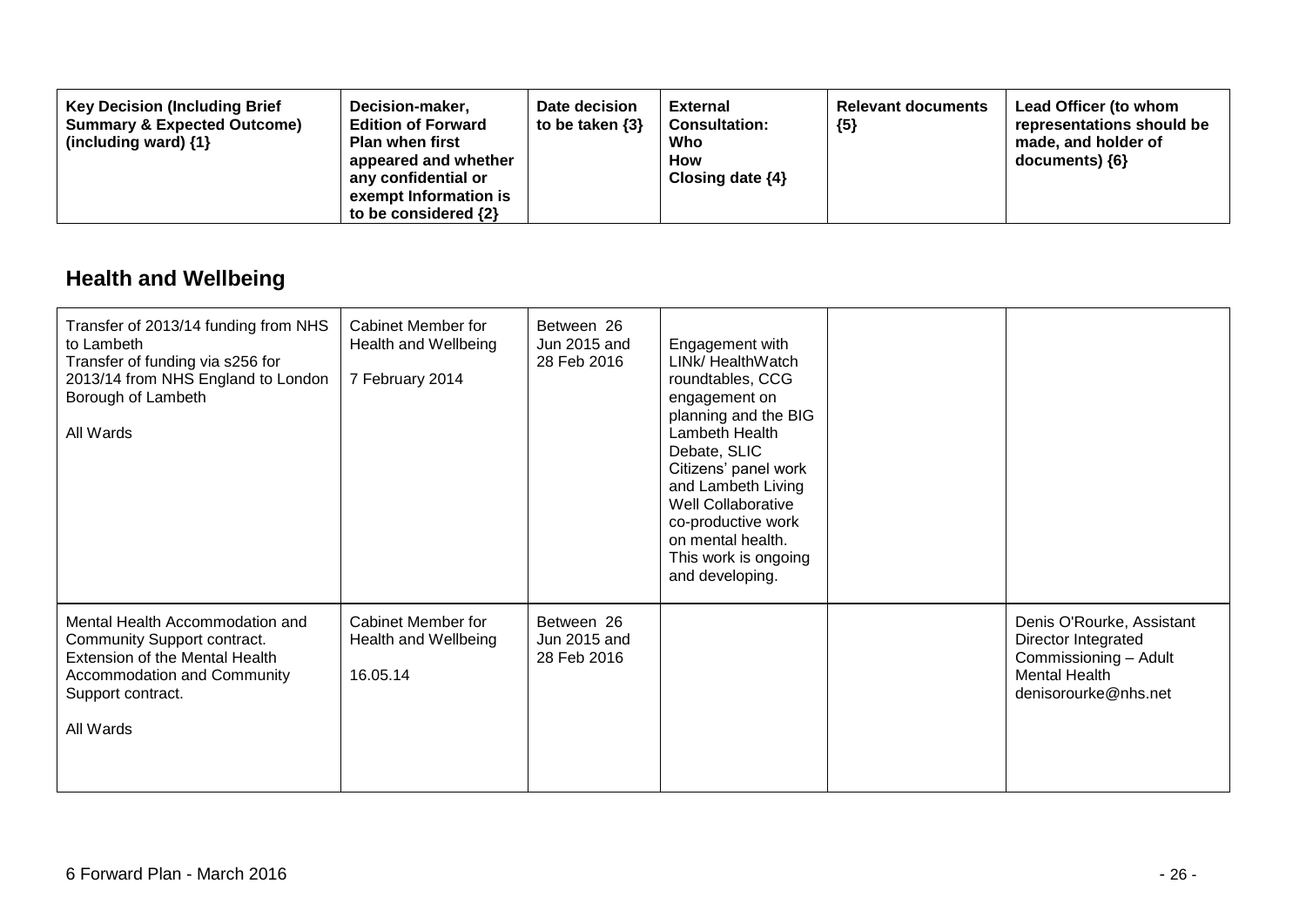| Key Decision (Including Brief Summary & Expected Outcome) (including ward) {1} | Decision-maker, Edition of Forward Plan when first appeared and whether any confidential or exempt Information is to be considered {2} | Date decision to be taken {3} | External Consultation: Who How Closing date {4} | Relevant documents {5} | Lead Officer (to whom representations should be made, and holder of documents) {6} |
|---|---|---|---|---|---|

## Health and Wellbeing

| | | | | | |
|---|---|---|---|---|---|
| Transfer of 2013/14 funding from NHS to Lambeth<br>Transfer of funding via s256 for 2013/14 from NHS England to London Borough of Lambeth<br><br>All Wards | Cabinet Member for Health and Wellbeing<br><br>7 February 2014 | Between 26 Jun 2015 and 28 Feb 2016 | Engagement with LINk/ HealthWatch roundtables, CCG engagement on planning and the BIG Lambeth Health Debate, SLIC Citizens' panel work and Lambeth Living Well Collaborative co-productive work on mental health. This work is ongoing and developing. | | |
| Mental Health Accommodation and Community Support contract.<br>Extension of the Mental Health Accommodation and Community Support contract.<br><br>All Wards | Cabinet Member for Health and Wellbeing<br><br>16.05.14 | Between 26 Jun 2015 and 28 Feb 2016 | | | Denis O'Rourke, Assistant Director Integrated Commissioning – Adult Mental Health<br>denisorourke@nhs.net |

6 Forward Plan - March 2016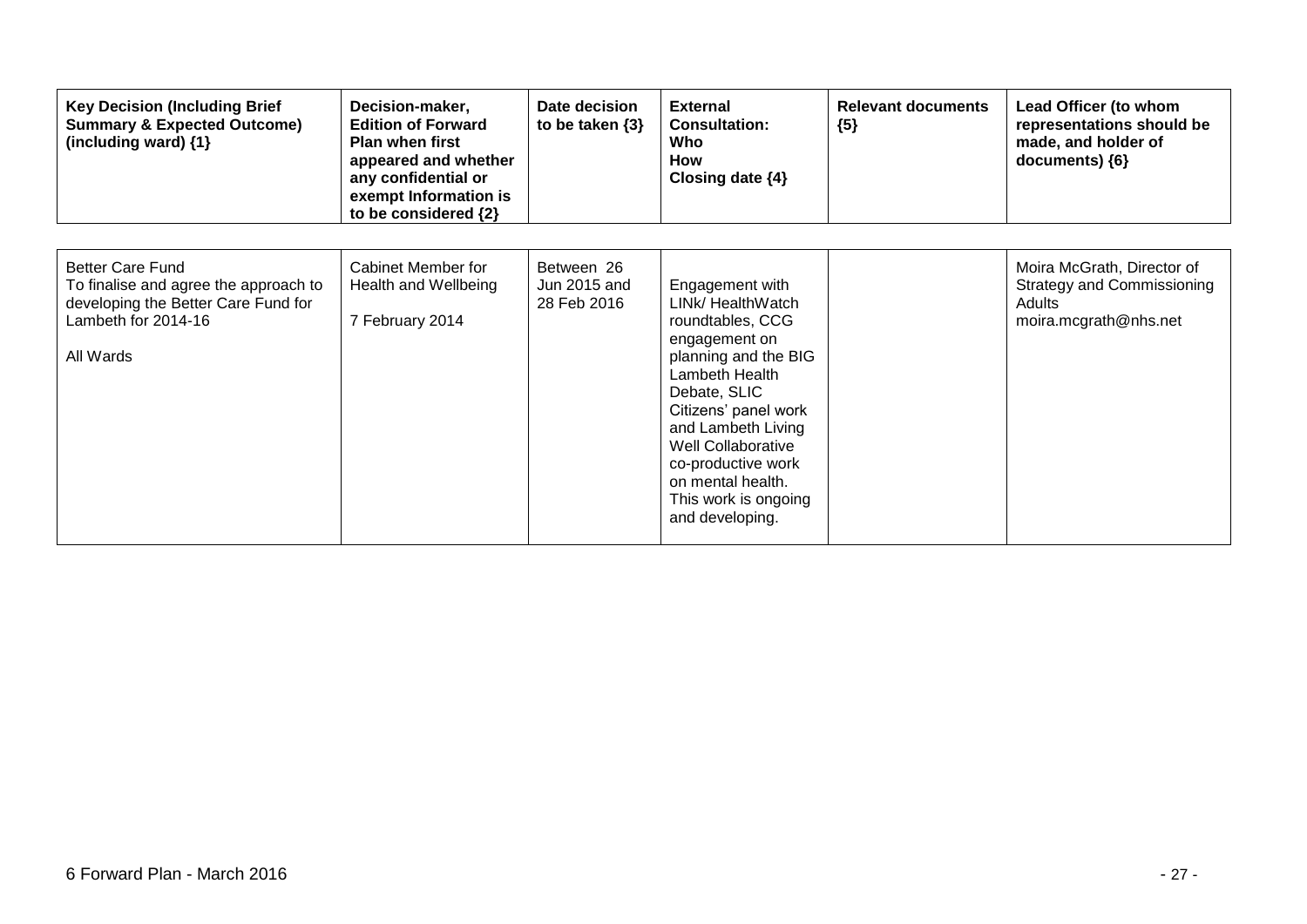| Key Decision (Including Brief Summary & Expected Outcome) (including ward) {1} | Decision-maker, Edition of Forward Plan when first appeared and whether any confidential or exempt Information is to be considered {2} | Date decision to be taken {3} | External Consultation: Who How Closing date {4} | Relevant documents {5} | Lead Officer (to whom representations should be made, and holder of documents) {6} |
|---|---|---|---|---|---|
| Better Care Fund<br>To finalise and agree the approach to developing the Better Care Fund for Lambeth for 2014-16<br><br>All Wards | Cabinet Member for Health and Wellbeing<br><br>7 February 2014 | Between 26 Jun 2015 and 28 Feb 2016 | Engagement with LINk/ HealthWatch roundtables, CCG engagement on planning and the BIG Lambeth Health Debate, SLIC Citizens' panel work and Lambeth Living Well Collaborative co-productive work on mental health. This work is ongoing and developing. | | Moira McGrath, Director of Strategy and Commissioning Adults<br>moira.mcgrath@nhs.net |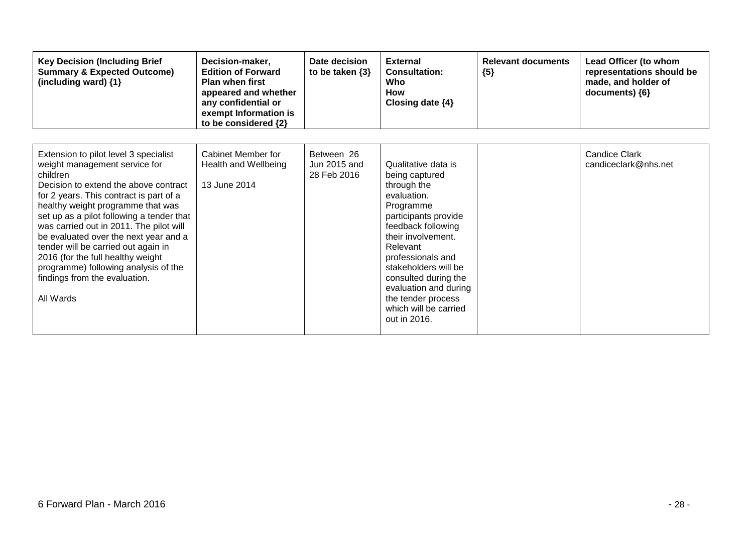| Key Decision (Including Brief Summary & Expected Outcome) (including ward) {1} | Decision-maker, Edition of Forward Plan when first appeared and whether any confidential or exempt Information is to be considered {2} | Date decision to be taken {3} | External Consultation: Who How Closing date {4} | Relevant documents {5} | Lead Officer (to whom representations should be made, and holder of documents) {6} |
|---|---|---|---|---|---|
| Extension to pilot level 3 specialist weight management service for children<br>Decision to extend the above contract for 2 years. This contract is part of a healthy weight programme that was set up as a pilot following a tender that was carried out in 2011. The pilot will be evaluated over the next year and a tender will be carried out again in 2016 (for the full healthy weight programme) following analysis of the findings from the evaluation.<br><br>All Wards | Cabinet Member for Health and Wellbeing<br><br>13 June 2014 | Between 26 Jun 2015 and 28 Feb 2016 | Qualitative data is being captured through the evaluation. Programme participants provide feedback following their involvement. Relevant professionals and stakeholders will be consulted during the evaluation and during the tender process which will be carried out in 2016. | | Candice Clark<br>candiceclark@nhs.net |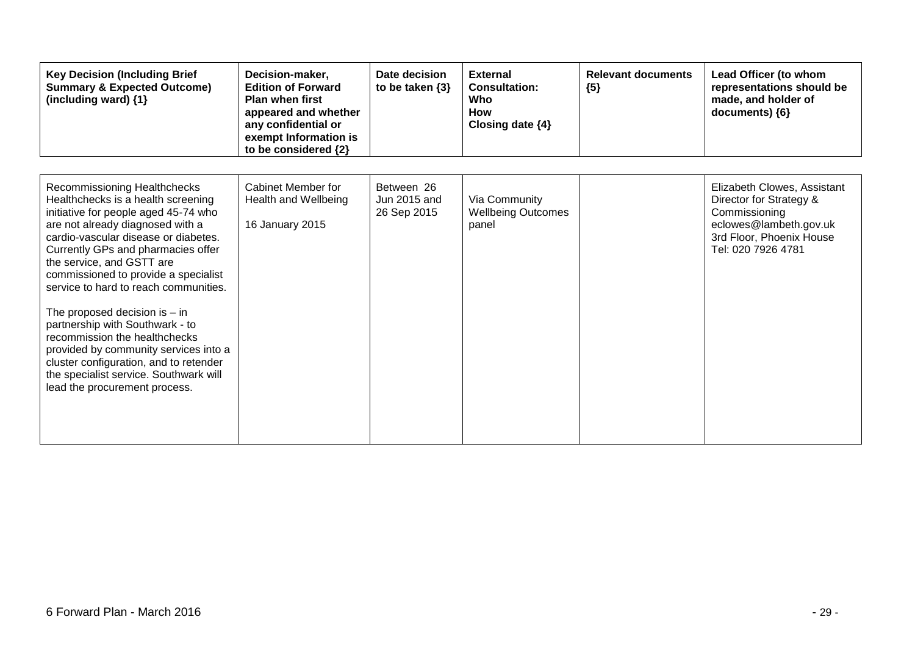| Key Decision (Including Brief Summary & Expected Outcome) (including ward) {1} | Decision-maker, Edition of Forward Plan when first appeared and whether any confidential or exempt Information is to be considered {2} | Date decision to be taken {3} | External Consultation: Who How Closing date {4} | Relevant documents {5} | Lead Officer (to whom representations should be made, and holder of documents) {6} |
|---|---|---|---|---|---|
| Recommissioning Healthchecks<br>Healthchecks is a health screening initiative for people aged 45-74 who are not already diagnosed with a cardio-vascular disease or diabetes. Currently GPs and pharmacies offer the service, and GSTT are commissioned to provide a specialist service to hard to reach communities.<br><br>The proposed decision is – in partnership with Southwark - to recommission the healthchecks provided by community services into a cluster configuration, and to retender the specialist service. Southwark will lead the procurement process. | Cabinet Member for Health and Wellbeing<br><br>16 January 2015 | Between 26 Jun 2015 and 26 Sep 2015 | Via Community Wellbeing Outcomes panel | | Elizabeth Clowes, Assistant Director for Strategy & Commissioning<br>eclowes@lambeth.gov.uk<br>3rd Floor, Phoenix House<br>Tel: 020 7926 4781 |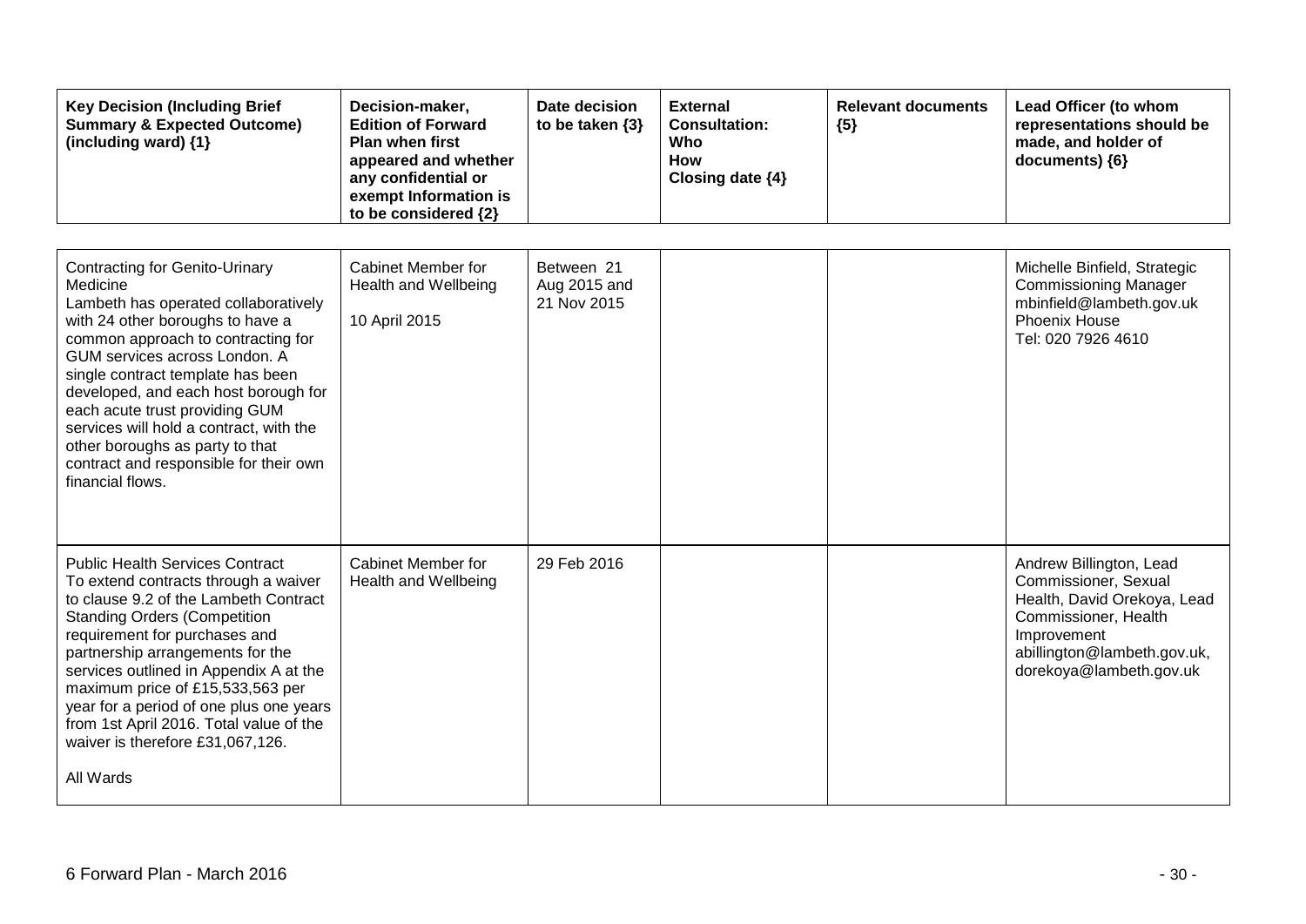| Key Decision (Including Brief Summary & Expected Outcome) (including ward) {1} | Decision-maker, Edition of Forward Plan when first appeared and whether any confidential or exempt Information is to be considered {2} | Date decision to be taken {3} | External Consultation: Who How Closing date {4} | Relevant documents {5} | Lead Officer (to whom representations should be made, and holder of documents) {6} |
|---|---|---|---|---|---|
| Contracting for Genito-Urinary Medicine<br>Lambeth has operated collaboratively with 24 other boroughs to have a common approach to contracting for GUM services across London. A single contract template has been developed, and each host borough for each acute trust providing GUM services will hold a contract, with the other boroughs as party to that contract and responsible for their own financial flows. | Cabinet Member for Health and Wellbeing<br><br>10 April 2015 | Between 21 Aug 2015 and 21 Nov 2015 | | | Michelle Binfield, Strategic Commissioning Manager<br>mbinfield@lambeth.gov.uk<br>Phoenix House<br>Tel: 020 7926 4610 |
| Public Health Services Contract<br>To extend contracts through a waiver to clause 9.2 of the Lambeth Contract Standing Orders (Competition requirement for purchases and partnership arrangements for the services outlined in Appendix A at the maximum price of £15,533,563 per year for a period of one plus one years from 1st April 2016. Total value of the waiver is therefore £31,067,126.<br><br>All Wards | Cabinet Member for Health and Wellbeing | 29 Feb 2016 | | | Andrew Billington, Lead Commissioner, Sexual Health, David Orekoya, Lead Commissioner, Health Improvement<br>abillington@lambeth.gov.uk, dorekoya@lambeth.gov.uk |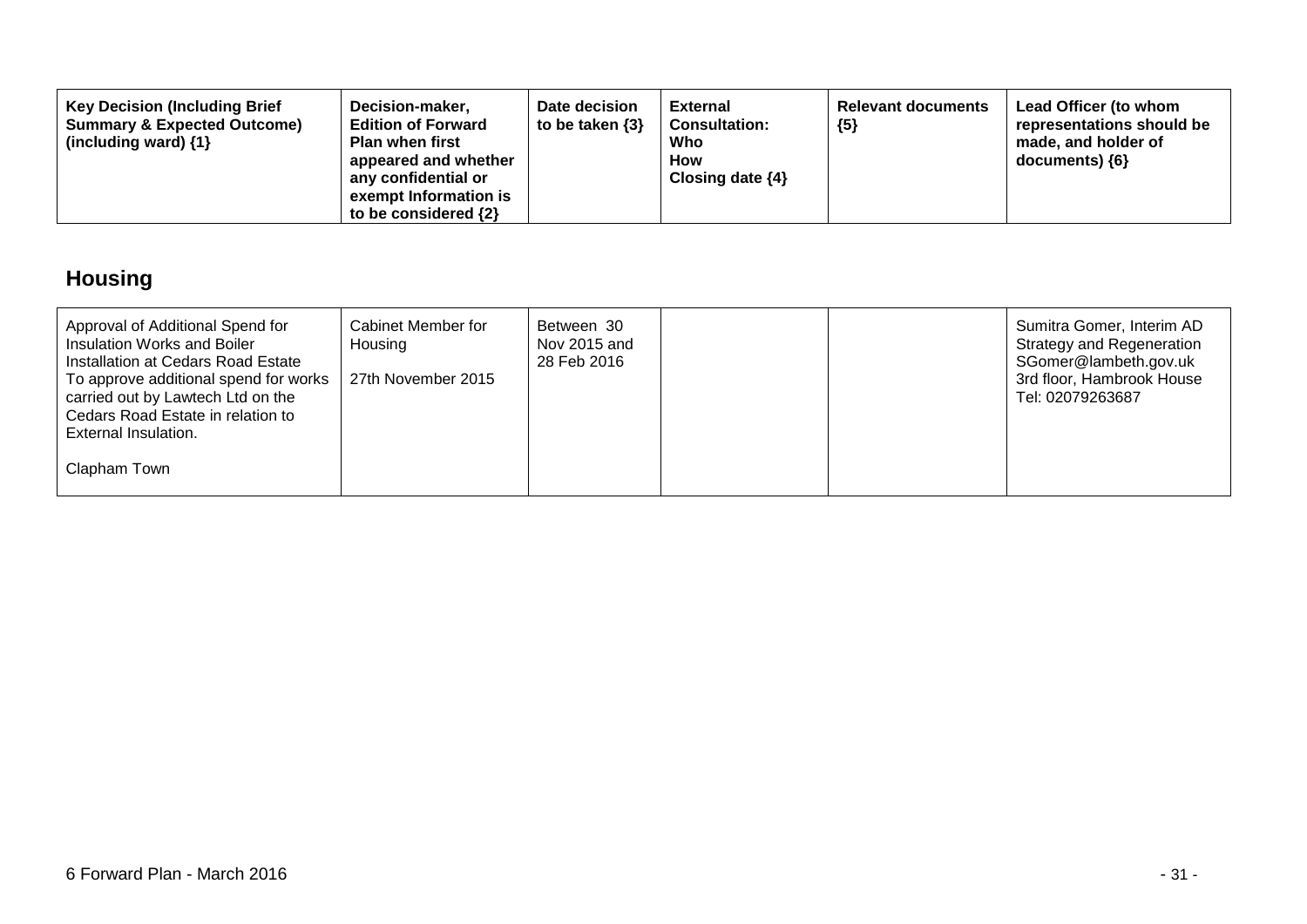| Key Decision (Including Brief Summary & Expected Outcome) (including ward) {1} | Decision-maker, Edition of Forward Plan when first appeared and whether any confidential or exempt Information is to be considered {2} | Date decision to be taken {3} | External Consultation: Who How Closing date {4} | Relevant documents {5} | Lead Officer (to whom representations should be made, and holder of documents) {6} |
|---|---|---|---|---|---|

## Housing

| Key Decision (Including Brief Summary & Expected Outcome) (including ward) {1} | Decision-maker, Edition of Forward Plan when first appeared and whether any confidential or exempt Information is to be considered {2} | Date decision to be taken {3} | External Consultation: Who How Closing date {4} | Relevant documents {5} | Lead Officer (to whom representations should be made, and holder of documents) {6} |
|---|---|---|---|---|---|
| Approval of Additional Spend for Insulation Works and Boiler Installation at Cedars Road Estate<br>To approve additional spend for works carried out by Lawtech Ltd on the Cedars Road Estate in relation to External Insulation.<br><br>Clapham Town | Cabinet Member for Housing<br><br>27th November 2015 | Between 30 Nov 2015 and 28 Feb 2016 | | | Sumitra Gomer, Interim AD Strategy and Regeneration<br>SGomer@lambeth.gov.uk<br>3rd floor, Hambrook House<br>Tel: 02079263687 |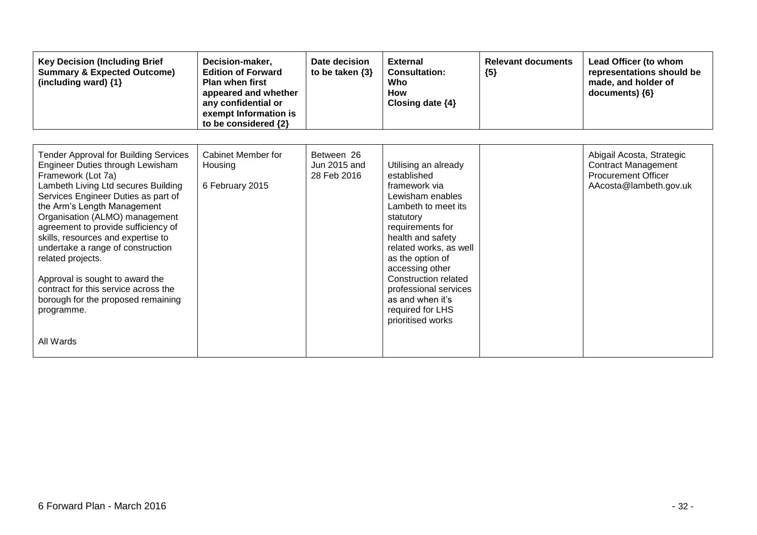| Key Decision (Including Brief Summary & Expected Outcome) (including ward) {1} | Decision-maker, Edition of Forward Plan when first appeared and whether any confidential or exempt Information is to be considered {2} | Date decision to be taken {3} | External Consultation: Who How Closing date {4} | Relevant documents {5} | Lead Officer (to whom representations should be made, and holder of documents) {6} |
|---|---|---|---|---|---|
| Tender Approval for Building Services Engineer Duties through Lewisham Framework (Lot 7a)<br>Lambeth Living Ltd secures Building Services Engineer Duties as part of the Arm's Length Management Organisation (ALMO) management agreement to provide sufficiency of skills, resources and expertise to undertake a range of construction related projects.<br><br>Approval is sought to award the contract for this service across the borough for the proposed remaining programme.<br><br>All Wards | Cabinet Member for Housing<br><br>6 February 2015 | Between 26 Jun 2015 and 28 Feb 2016 | Utilising an already established framework via Lewisham enables Lambeth to meet its statutory requirements for health and safety related works, as well as the option of accessing other Construction related professional services as and when it's required for LHS prioritised works | | Abigail Acosta, Strategic Contract Management Procurement Officer AAcosta@lambeth.gov.uk |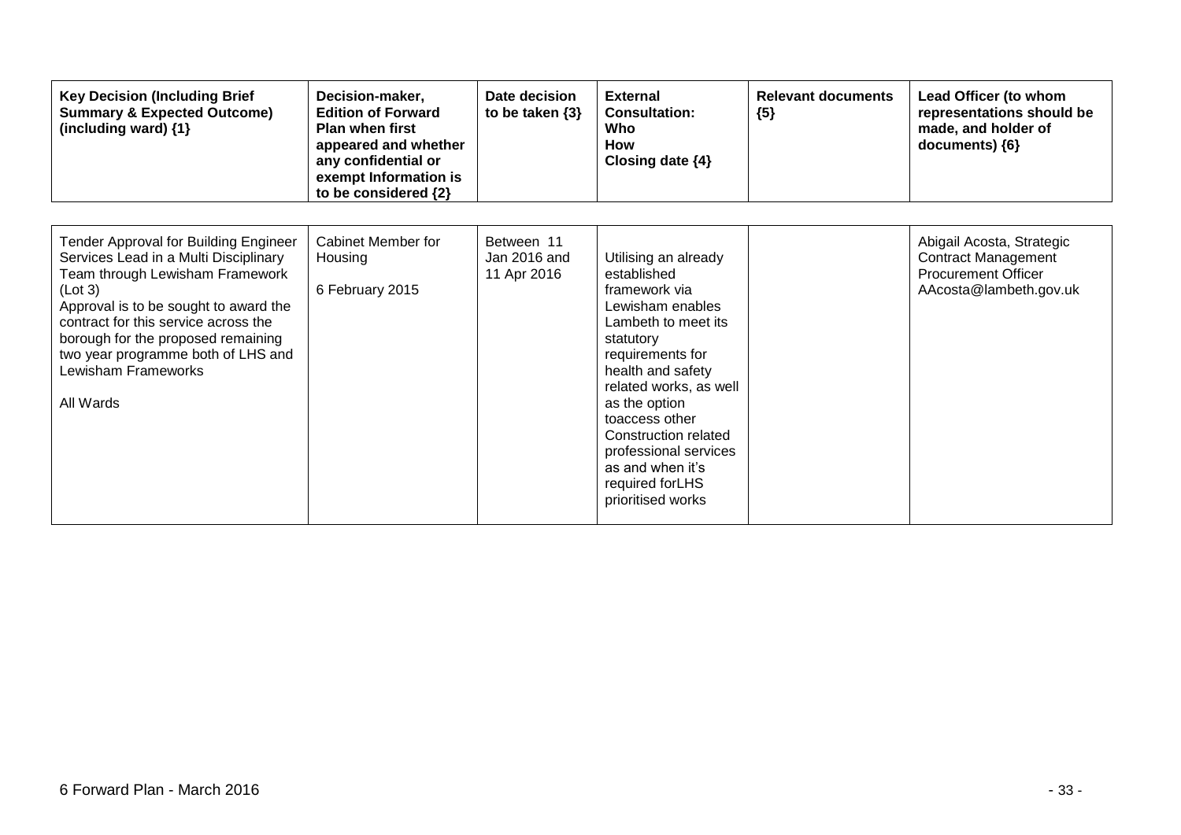| Key Decision (Including Brief Summary & Expected Outcome) (including ward) {1} | Decision-maker, Edition of Forward Plan when first appeared and whether any confidential or exempt Information is to be considered {2} | Date decision to be taken {3} | External Consultation: Who How Closing date {4} | Relevant documents {5} | Lead Officer (to whom representations should be made, and holder of documents) {6} |
|---|---|---|---|---|---|
| Tender Approval for Building Engineer Services Lead in a Multi Disciplinary Team through Lewisham Framework (Lot 3)<br>Approval is to be sought to award the contract for this service across the borough for the proposed remaining two year programme both of LHS and Lewisham Frameworks<br><br>All Wards | Cabinet Member for Housing<br><br>6 February 2015 | Between 11 Jan 2016 and 11 Apr 2016 | Utilising an already established framework via Lewisham enables Lambeth to meet its statutory requirements for health and safety related works, as well as the option toaccess other Construction related professional services as and when it's required forLHS prioritised works | | Abigail Acosta, Strategic Contract Management Procurement Officer AAcosta@lambeth.gov.uk |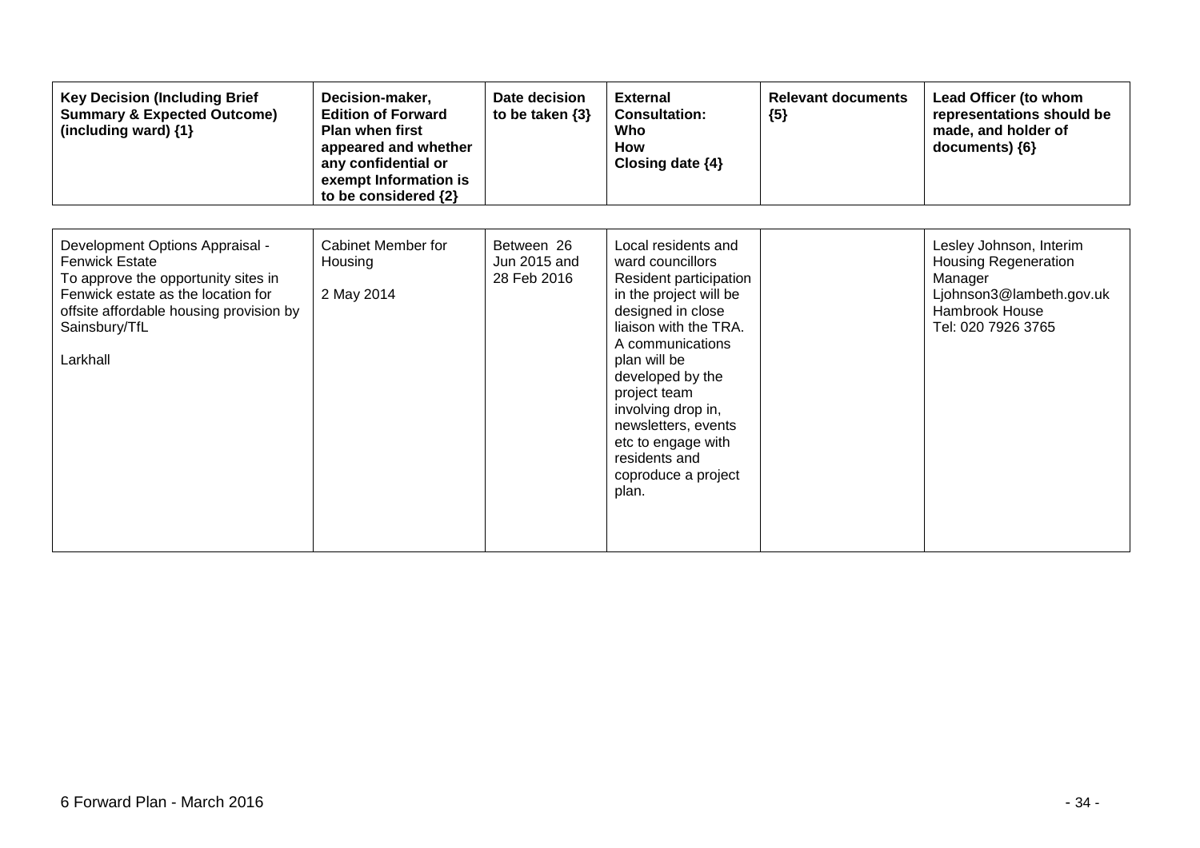| Key Decision (Including Brief Summary & Expected Outcome) (including ward) {1} | Decision-maker, Edition of Forward Plan when first appeared and whether any confidential or exempt Information is to be considered {2} | Date decision to be taken {3} | External Consultation: Who How Closing date {4} | Relevant documents {5} | Lead Officer (to whom representations should be made, and holder of documents) {6} |
|---|---|---|---|---|---|
| Development Options Appraisal - Fenwick Estate<br>To approve the opportunity sites in Fenwick estate as the location for offsite affordable housing provision by Sainsbury/TfL<br><br>Larkhall | Cabinet Member for Housing<br><br>2 May 2014 | Between 26 Jun 2015 and 28 Feb 2016 | Local residents and ward councillors<br>Resident participation in the project will be designed in close liaison with the TRA. A communications plan will be developed by the project team involving drop in, newsletters, events etc to engage with residents and coproduce a project plan. | | Lesley Johnson, Interim Housing Regeneration Manager<br>Ljohnson3@lambeth.gov.uk<br>Hambrook House<br>Tel: 020 7926 3765 |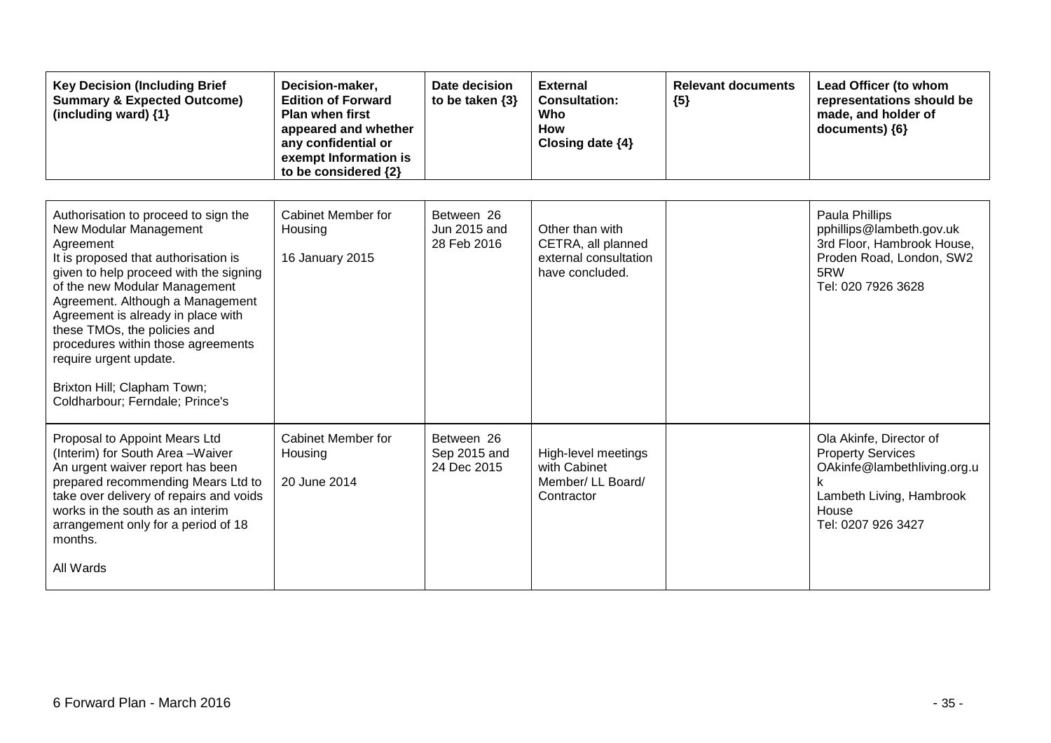| Key Decision (Including Brief Summary & Expected Outcome) (including ward) {1} | Decision-maker, Edition of Forward Plan when first appeared and whether any confidential or exempt Information is to be considered {2} | Date decision to be taken {3} | External Consultation: Who How Closing date {4} | Relevant documents {5} | Lead Officer (to whom representations should be made, and holder of documents) {6} |
|---|---|---|---|---|---|
| Authorisation to proceed to sign the New Modular Management Agreement<br>It is proposed that authorisation is given to help proceed with the signing of the new Modular Management Agreement. Although a Management Agreement is already in place with these TMOs, the policies and procedures within those agreements require urgent update.<br><br>Brixton Hill; Clapham Town; Coldharbour; Ferndale; Prince's | Cabinet Member for Housing<br><br>16 January 2015 | Between 26 Jun 2015 and 28 Feb 2016 | Other than with CETRA, all planned external consultation have concluded. | | Paula Phillips<br>pphillips@lambeth.gov.uk<br>3rd Floor, Hambrook House, Proden Road, London, SW2 5RW<br>Tel: 020 7926 3628 |
| Proposal to Appoint Mears Ltd (Interim) for South Area –Waiver<br>An urgent waiver report has been prepared recommending Mears Ltd to take over delivery of repairs and voids works in the south as an interim arrangement only for a period of 18 months.<br><br>All Wards | Cabinet Member for Housing<br><br>20 June 2014 | Between 26 Sep 2015 and 24 Dec 2015 | High-level meetings with Cabinet Member/ LL Board/ Contractor | | Ola Akinfe, Director of Property Services<br>OAkinfe@lambethliving.org.uk<br>Lambeth Living, Hambrook House<br>Tel: 0207 926 3427 |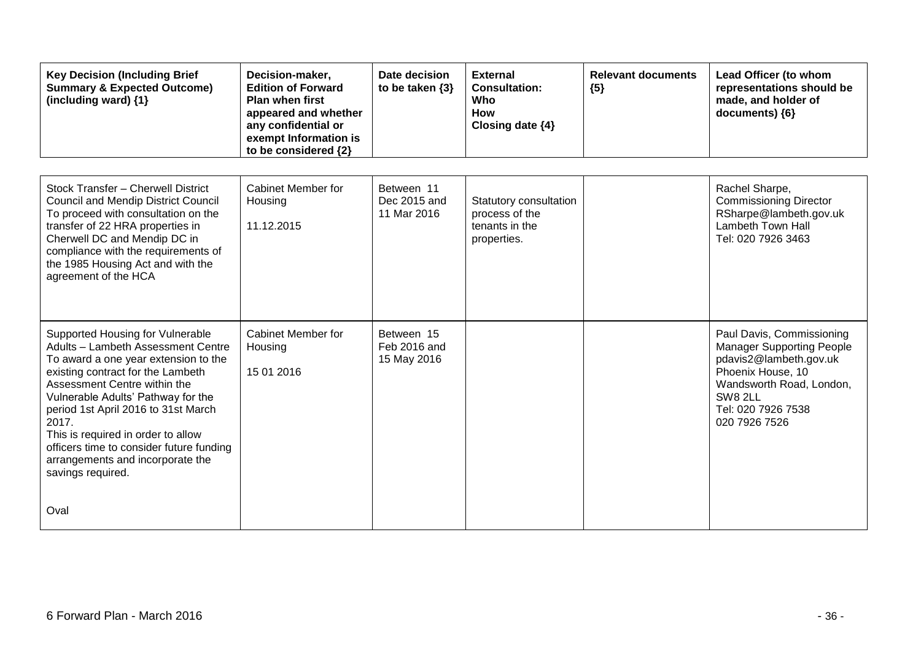| Key Decision (Including Brief Summary & Expected Outcome) (including ward) {1} | Decision-maker, Edition of Forward Plan when first appeared and whether any confidential or exempt Information is to be considered {2} | Date decision to be taken {3} | External Consultation: Who How Closing date {4} | Relevant documents {5} | Lead Officer (to whom representations should be made, and holder of documents) {6} |
|---|---|---|---|---|---|
| Stock Transfer – Cherwell District Council and Mendip District Council To proceed with consultation on the transfer of 22 HRA properties in Cherwell DC and Mendip DC in compliance with the requirements of the 1985 Housing Act and with the agreement of the HCA | Cabinet Member for Housing<br><br>11.12.2015 | Between 11 Dec 2015 and 11 Mar 2016 | Statutory consultation process of the tenants in the properties. | | Rachel Sharpe, Commissioning Director RSharpe@lambeth.gov.uk Lambeth Town Hall Tel: 020 7926 3463 |
| Supported Housing for Vulnerable Adults – Lambeth Assessment Centre To award a one year extension to the existing contract for the Lambeth Assessment Centre within the Vulnerable Adults' Pathway for the period 1st April 2016 to 31st March 2017.<br>This is required in order to allow officers time to consider future funding arrangements and incorporate the savings required.<br><br>Oval | Cabinet Member for Housing<br><br>15 01 2016 | Between 15 Feb 2016 and 15 May 2016 | | | Paul Davis, Commissioning Manager Supporting People pdavis2@lambeth.gov.uk Phoenix House, 10 Wandsworth Road, London, SW8 2LL Tel: 020 7926 7538 020 7926 7526 |

6 Forward Plan - March 2016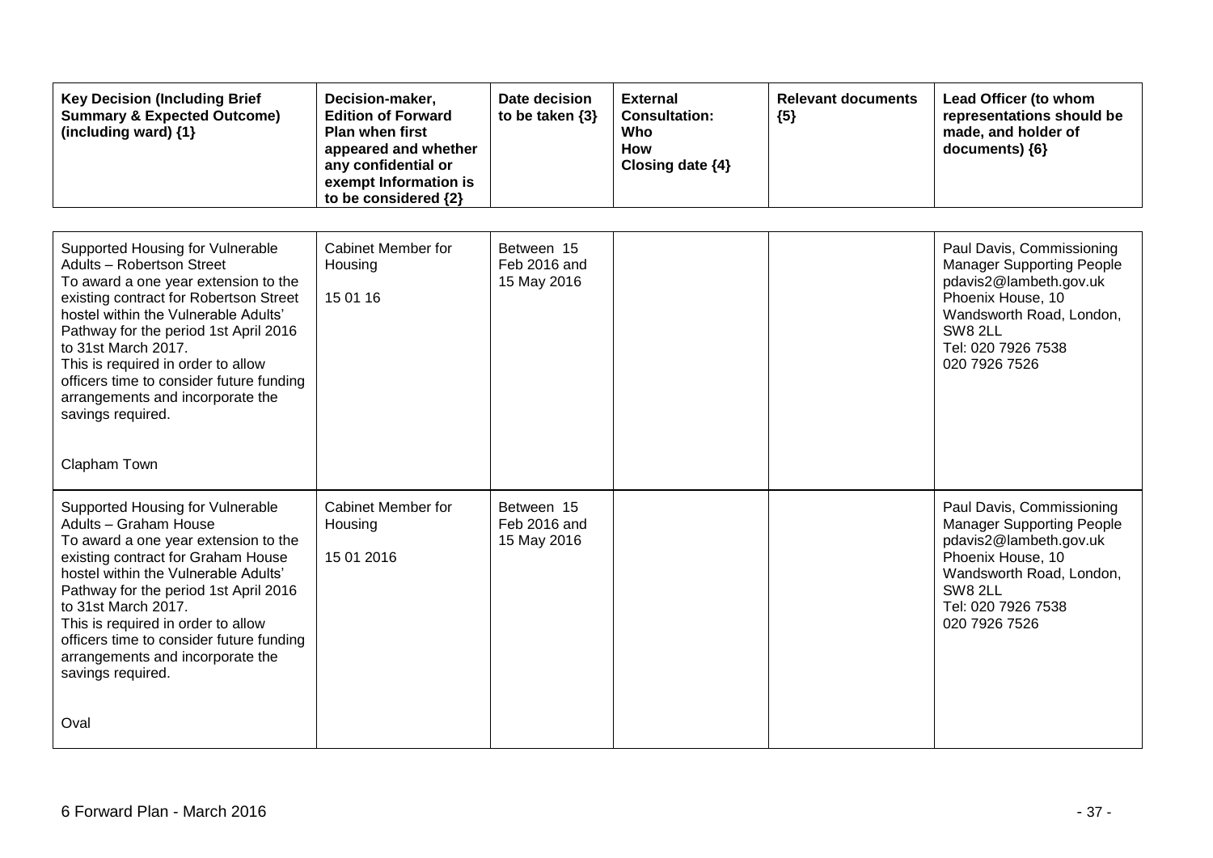| Key Decision (Including Brief Summary & Expected Outcome) (including ward) {1} | Decision-maker, Edition of Forward Plan when first appeared and whether any confidential or exempt Information is to be considered {2} | Date decision to be taken {3} | External Consultation: Who How Closing date {4} | Relevant documents {5} | Lead Officer (to whom representations should be made, and holder of documents) {6} |
|---|---|---|---|---|---|
| Supported Housing for Vulnerable Adults – Robertson Street<br>To award a one year extension to the existing contract for Robertson Street hostel within the Vulnerable Adults' Pathway for the period 1st April 2016 to 31st March 2017.<br>This is required in order to allow officers time to consider future funding arrangements and incorporate the savings required.<br><br>Clapham Town | Cabinet Member for Housing<br><br>15 01 16 | Between 15 Feb 2016 and 15 May 2016 | | | Paul Davis, Commissioning Manager Supporting People<br>pdavis2@lambeth.gov.uk<br>Phoenix House, 10 Wandsworth Road, London, SW8 2LL<br>Tel: 020 7926 7538<br>020 7926 7526 |
| Supported Housing for Vulnerable Adults – Graham House<br>To award a one year extension to the existing contract for Graham House hostel within the Vulnerable Adults' Pathway for the period 1st April 2016 to 31st March 2017.<br>This is required in order to allow officers time to consider future funding arrangements and incorporate the savings required.<br><br>Oval | Cabinet Member for Housing<br><br>15 01 2016 | Between 15 Feb 2016 and 15 May 2016 | | | Paul Davis, Commissioning Manager Supporting People<br>pdavis2@lambeth.gov.uk<br>Phoenix House, 10 Wandsworth Road, London, SW8 2LL<br>Tel: 020 7926 7538<br>020 7926 7526 |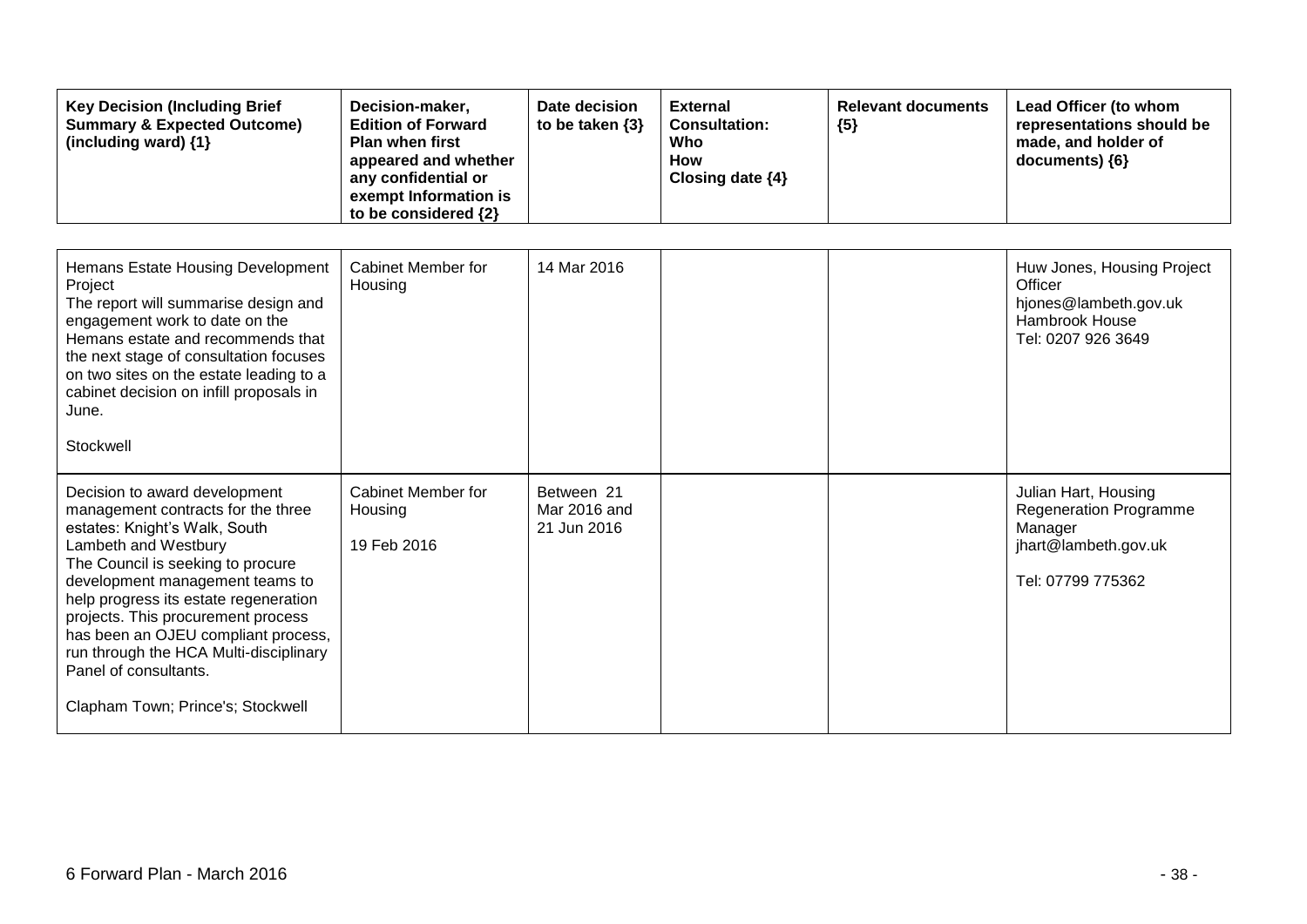| Key Decision (Including Brief Summary & Expected Outcome) (including ward) {1} | Decision-maker, Edition of Forward Plan when first appeared and whether any confidential or exempt Information is to be considered {2} | Date decision to be taken {3} | External Consultation: Who How Closing date {4} | Relevant documents {5} | Lead Officer (to whom representations should be made, and holder of documents) {6} |
|---|---|---|---|---|---|
| Hemans Estate Housing Development Project<br>The report will summarise design and engagement work to date on the Hemans estate and recommends that the next stage of consultation focuses on two sites on the estate leading to a cabinet decision on infill proposals in June.<br><br>Stockwell | Cabinet Member for Housing | 14 Mar 2016 | | | Huw Jones, Housing Project Officer<br>hjones@lambeth.gov.uk<br>Hambrook House<br>Tel: 0207 926 3649 |
| Decision to award development management contracts for the three estates: Knight's Walk, South Lambeth and Westbury<br>The Council is seeking to procure development management teams to help progress its estate regeneration projects. This procurement process has been an OJEU compliant process, run through the HCA Multi-disciplinary Panel of consultants.<br><br>Clapham Town; Prince's; Stockwell | Cabinet Member for Housing<br><br>19 Feb 2016 | Between 21 Mar 2016 and 21 Jun 2016 | | | Julian Hart, Housing Regeneration Programme Manager<br>jhart@lambeth.gov.uk<br><br>Tel: 07799 775362 |

6 Forward Plan - March 2016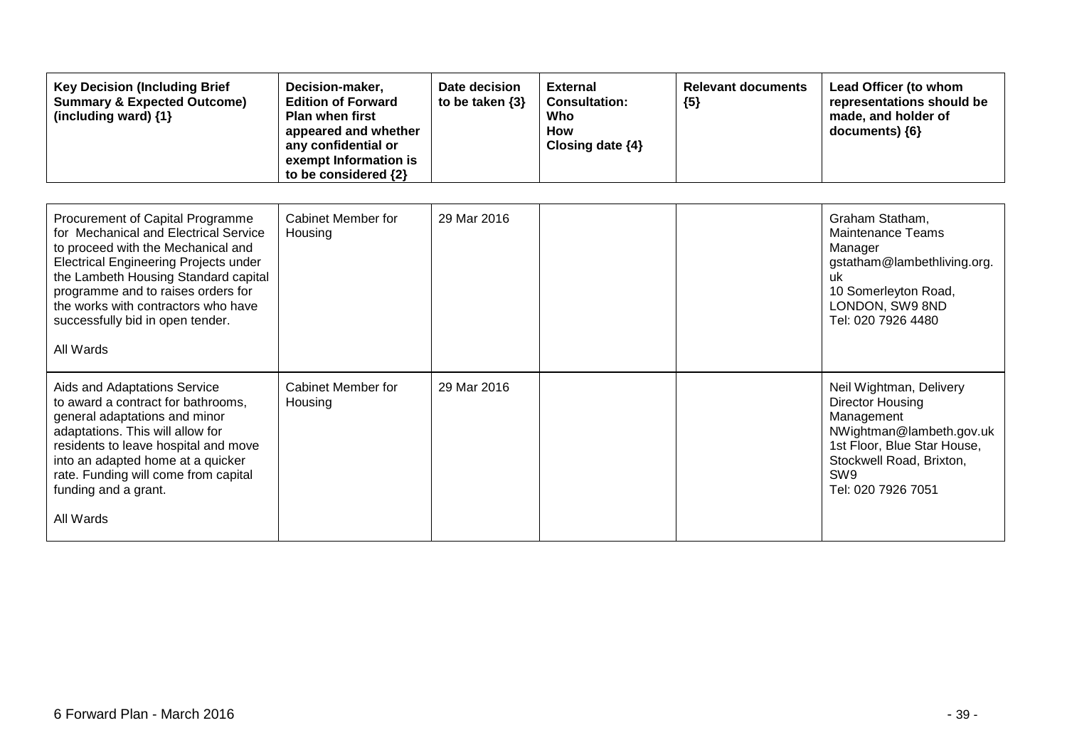| Key Decision (Including Brief Summary & Expected Outcome) (including ward) {1} | Decision-maker, Edition of Forward Plan when first appeared and whether any confidential or exempt Information is to be considered {2} | Date decision to be taken {3} | External Consultation: Who How Closing date {4} | Relevant documents {5} | Lead Officer (to whom representations should be made, and holder of documents) {6} |
|---|---|---|---|---|---|
| Procurement of Capital Programme for Mechanical and Electrical Service to proceed with the Mechanical and Electrical Engineering Projects under the Lambeth Housing Standard capital programme and to raises orders for the works with contractors who have successfully bid in open tender.<br><br>All Wards | Cabinet Member for Housing | 29 Mar 2016 | | | Graham Statham, Maintenance Teams Manager gstatham@lambethliving.org.uk 10 Somerleyton Road, LONDON, SW9 8ND Tel: 020 7926 4480 |
| Aids and Adaptations Service to award a contract for bathrooms, general adaptations and minor adaptations. This will allow for residents to leave hospital and move into an adapted home at a quicker rate. Funding will come from capital funding and a grant.<br><br>All Wards | Cabinet Member for Housing | 29 Mar 2016 | | | Neil Wightman, Delivery Director Housing Management NWightman@lambeth.gov.uk 1st Floor, Blue Star House, Stockwell Road, Brixton, SW9 Tel: 020 7926 7051 |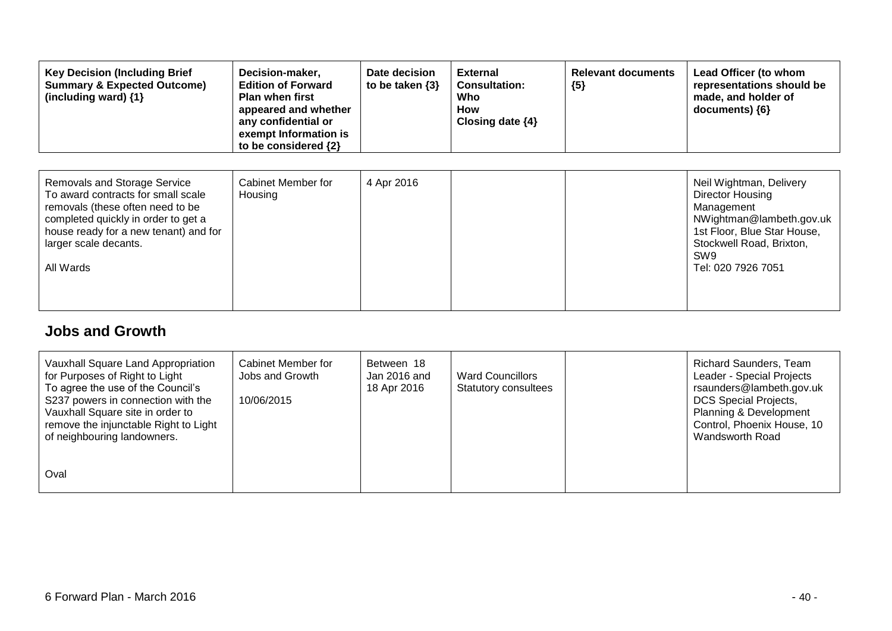| Key Decision (Including Brief Summary & Expected Outcome) (including ward) {1} | Decision-maker, Edition of Forward Plan when first appeared and whether any confidential or exempt Information is to be considered {2} | Date decision to be taken {3} | External Consultation: Who How Closing date {4} | Relevant documents {5} | Lead Officer (to whom representations should be made, and holder of documents) {6} |
|---|---|---|---|---|---|
| Removals and Storage Service<br>To award contracts for small scale removals (these often need to be completed quickly in order to get a house ready for a new tenant) and for larger scale decants.<br><br>All Wards | Cabinet Member for Housing | 4 Apr 2016 | | | Neil Wightman, Delivery Director Housing Management<br>NWightman@lambeth.gov.uk<br>1st Floor, Blue Star House, Stockwell Road, Brixton, SW9<br>Tel: 020 7926 7051 |

## Jobs and Growth

| Key Decision (Including Brief Summary & Expected Outcome) (including ward) {1} | Decision-maker, Edition of Forward Plan when first appeared and whether any confidential or exempt Information is to be considered {2} | Date decision to be taken {3} | External Consultation: Who How Closing date {4} | Relevant documents {5} | Lead Officer (to whom representations should be made, and holder of documents) {6} |
|---|---|---|---|---|---|
| Vauxhall Square Land Appropriation for Purposes of Right to Light<br>To agree the use of the Council's S237 powers in connection with the Vauxhall Square site in order to remove the injunctable Right to Light of neighbouring landowners.<br><br>Oval | Cabinet Member for Jobs and Growth<br><br>10/06/2015 | Between 18 Jan 2016 and 18 Apr 2016 | Ward Councillors<br>Statutory consultees | | Richard Saunders, Team Leader - Special Projects<br>rsaunders@lambeth.gov.uk<br>DCS Special Projects, Planning & Development Control, Phoenix House, 10 Wandsworth Road |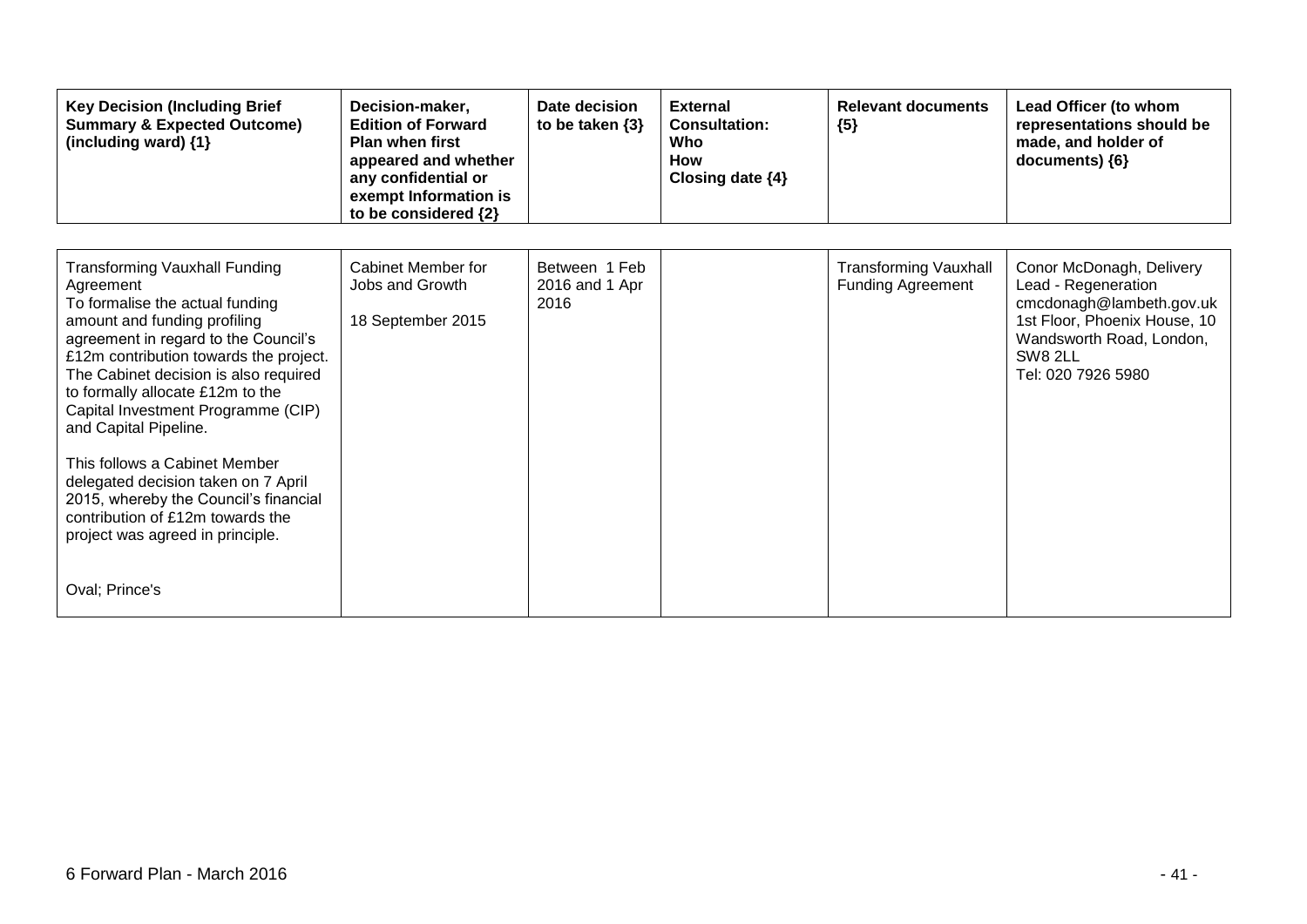| Key Decision (Including Brief Summary & Expected Outcome) (including ward) {1} | Decision-maker, Edition of Forward Plan when first appeared and whether any confidential or exempt Information is to be considered {2} | Date decision to be taken {3} | External Consultation: Who How Closing date {4} | Relevant documents {5} | Lead Officer (to whom representations should be made, and holder of documents) {6} |
|---|---|---|---|---|---|
| Transforming Vauxhall Funding Agreement<br>To formalise the actual funding amount and funding profiling agreement in regard to the Council's £12m contribution towards the project. The Cabinet decision is also required to formally allocate £12m to the Capital Investment Programme (CIP) and Capital Pipeline.<br><br>This follows a Cabinet Member delegated decision taken on 7 April 2015, whereby the Council's financial contribution of £12m towards the project was agreed in principle.<br><br>Oval; Prince's | Cabinet Member for Jobs and Growth<br><br>18 September 2015 | Between 1 Feb 2016 and 1 Apr 2016 | | Transforming Vauxhall Funding Agreement | Conor McDonagh, Delivery Lead - Regeneration<br>cmcdonagh@lambeth.gov.uk<br>1st Floor, Phoenix House, 10 Wandsworth Road, London, SW8 2LL<br>Tel: 020 7926 5980 |

6 Forward Plan - March 2016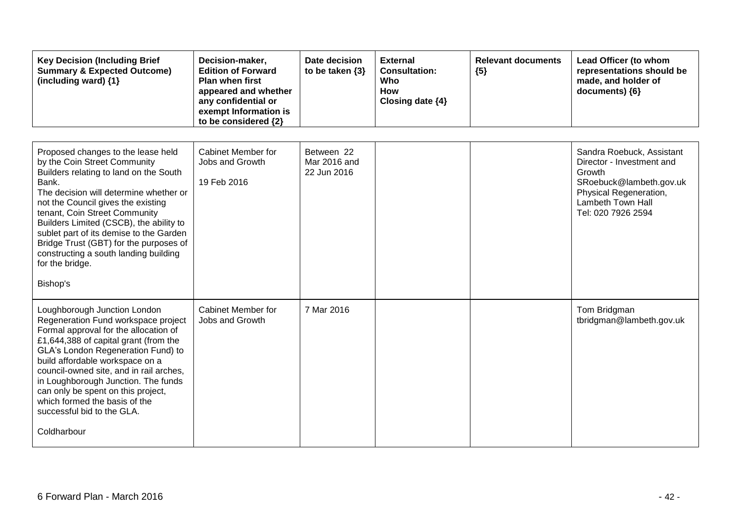| Key Decision (Including Brief Summary & Expected Outcome) (including ward) {1} | Decision-maker, Edition of Forward Plan when first appeared and whether any confidential or exempt Information is to be considered {2} | Date decision to be taken {3} | External Consultation: Who How Closing date {4} | Relevant documents {5} | Lead Officer (to whom representations should be made, and holder of documents) {6} |
|---|---|---|---|---|---|
| Proposed changes to the lease held by the Coin Street Community Builders relating to land on the South Bank.<br>The decision will determine whether or not the Council gives the existing tenant, Coin Street Community Builders Limited (CSCB), the ability to sublet part of its demise to the Garden Bridge Trust (GBT) for the purposes of constructing a south landing building for the bridge.<br><br>Bishop's | Cabinet Member for Jobs and Growth<br><br>19 Feb 2016 | Between 22 Mar 2016 and 22 Jun 2016 | | | Sandra Roebuck, Assistant Director - Investment and Growth<br>SRoebuck@lambeth.gov.uk<br>Physical Regeneration, Lambeth Town Hall<br>Tel: 020 7926 2594 |
| Loughborough Junction London Regeneration Fund workspace project<br>Formal approval for the allocation of £1,644,388 of capital grant (from the GLA's London Regeneration Fund) to build affordable workspace on a council-owned site, and in rail arches, in Loughborough Junction. The funds can only be spent on this project, which formed the basis of the successful bid to the GLA.<br><br>Coldharbour | Cabinet Member for Jobs and Growth | 7 Mar 2016 | | | Tom Bridgman<br>tbridgman@lambeth.gov.uk |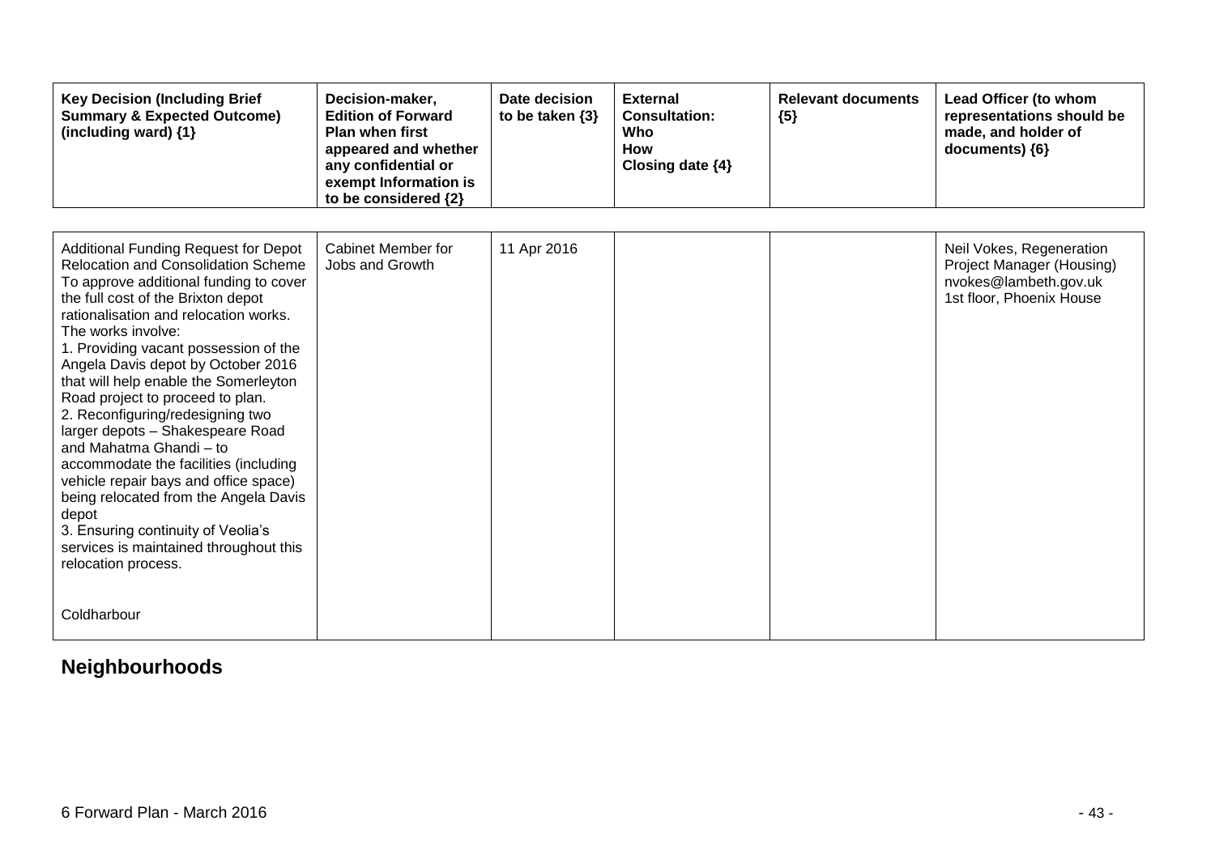| Key Decision (Including Brief Summary & Expected Outcome) (including ward) {1} | Decision-maker, Edition of Forward Plan when first appeared and whether any confidential or exempt Information is to be considered {2} | Date decision to be taken {3} | External Consultation: Who How Closing date {4} | Relevant documents {5} | Lead Officer (to whom representations should be made, and holder of documents) {6} |
|---|---|---|---|---|---|
| Additional Funding Request for Depot Relocation and Consolidation Scheme<br>To approve additional funding to cover the full cost of the Brixton depot rationalisation and relocation works. The works involve:<br>1. Providing vacant possession of the Angela Davis depot by October 2016 that will help enable the Somerleyton Road project to proceed to plan.<br>2. Reconfiguring/redesigning two larger depots – Shakespeare Road and Mahatma Ghandi – to accommodate the facilities (including vehicle repair bays and office space) being relocated from the Angela Davis depot<br>3. Ensuring continuity of Veolia's services is maintained throughout this relocation process.<br><br>Coldharbour | Cabinet Member for Jobs and Growth | 11 Apr 2016 | | | Neil Vokes, Regeneration Project Manager (Housing)<br>nvokes@lambeth.gov.uk<br>1st floor, Phoenix House |

## Neighbourhoods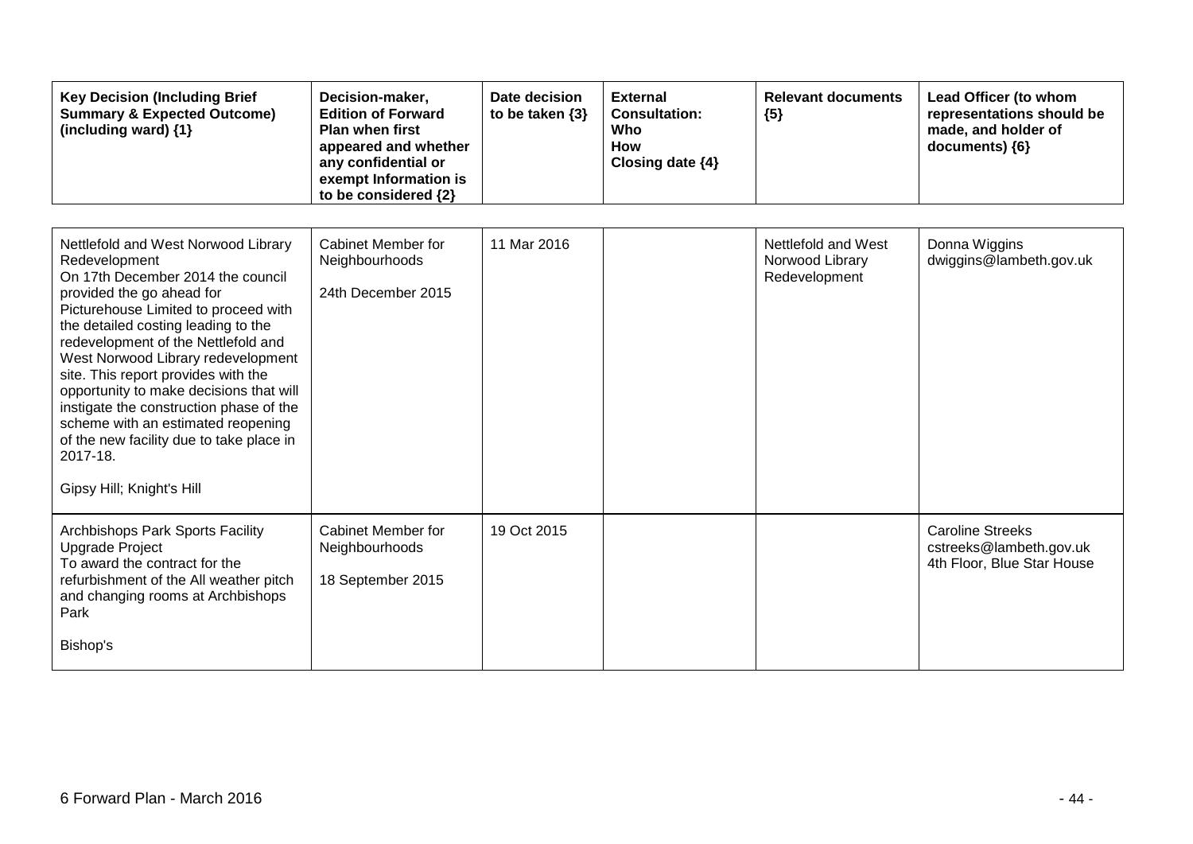| Key Decision (Including Brief Summary & Expected Outcome) (including ward) {1} | Decision-maker, Edition of Forward Plan when first appeared and whether any confidential or exempt Information is to be considered {2} | Date decision to be taken {3} | External Consultation: Who How Closing date {4} | Relevant documents {5} | Lead Officer (to whom representations should be made, and holder of documents) {6} |
|---|---|---|---|---|---|
| Nettlefold and West Norwood Library Redevelopment<br>On 17th December 2014 the council provided the go ahead for Picturehouse Limited to proceed with the detailed costing leading to the redevelopment of the Nettlefold and West Norwood Library redevelopment site. This report provides with the opportunity to make decisions that will instigate the construction phase of the scheme with an estimated reopening of the new facility due to take place in 2017-18.<br><br>Gipsy Hill; Knight's Hill | Cabinet Member for Neighbourhoods<br><br>24th December 2015 | 11 Mar 2016 | | Nettlefold and West Norwood Library Redevelopment | Donna Wiggins<br>dwiggins@lambeth.gov.uk |
| Archbishops Park Sports Facility Upgrade Project<br>To award the contract for the refurbishment of the All weather pitch and changing rooms at Archbishops Park<br><br>Bishop's | Cabinet Member for Neighbourhoods<br><br>18 September 2015 | 19 Oct 2015 | | | Caroline Streeks<br>cstreeks@lambeth.gov.uk<br>4th Floor, Blue Star House |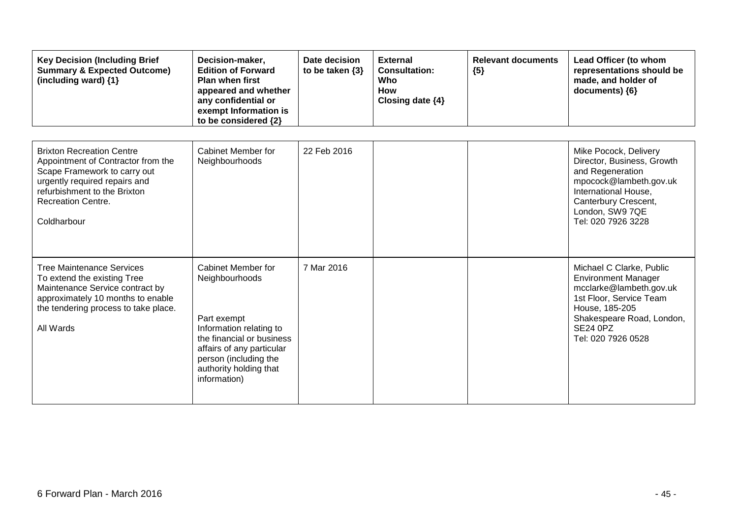| Key Decision (Including Brief Summary & Expected Outcome) (including ward) {1} | Decision-maker, Edition of Forward Plan when first appeared and whether any confidential or exempt Information is to be considered {2} | Date decision to be taken {3} | External Consultation: Who How Closing date {4} | Relevant documents {5} | Lead Officer (to whom representations should be made, and holder of documents) {6} |
|---|---|---|---|---|---|
| Brixton Recreation Centre Appointment of Contractor from the Scape Framework to carry out urgently required repairs and refurbishment to the Brixton Recreation Centre.<br><br>Coldharbour | Cabinet Member for Neighbourhoods | 22 Feb 2016 | | | Mike Pocock, Delivery Director, Business, Growth and Regeneration mpocock@lambeth.gov.uk International House, Canterbury Crescent, London, SW9 7QE Tel: 020 7926 3228 |
| Tree Maintenance Services To extend the existing Tree Maintenance Service contract by approximately 10 months to enable the tendering process to take place.<br><br>All Wards | Cabinet Member for Neighbourhoods<br><br>Part exempt Information relating to the financial or business affairs of any particular person (including the authority holding that information) | 7 Mar 2016 | | | Michael C Clarke, Public Environment Manager mcclarke@lambeth.gov.uk 1st Floor, Service Team House, 185-205 Shakespeare Road, London, SE24 0PZ Tel: 020 7926 0528 |

6 Forward Plan - March 2016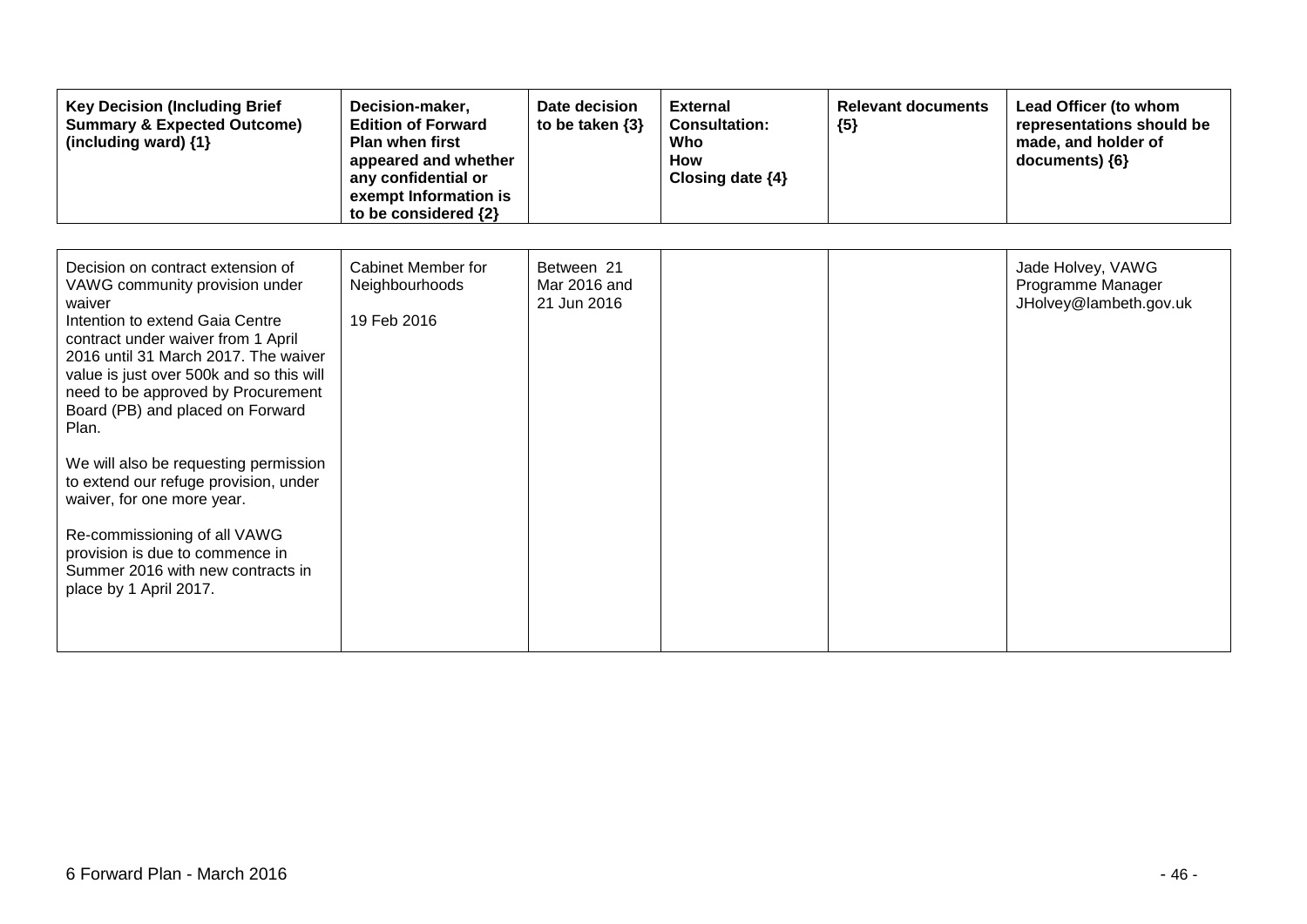| Key Decision (Including Brief Summary & Expected Outcome) (including ward) {1} | Decision-maker, Edition of Forward Plan when first appeared and whether any confidential or exempt Information is to be considered {2} | Date decision to be taken {3} | External Consultation: Who How Closing date {4} | Relevant documents {5} | Lead Officer (to whom representations should be made, and holder of documents) {6} |
|---|---|---|---|---|---|
| Decision on contract extension of VAWG community provision under waiver<br>Intention to extend Gaia Centre contract under waiver from 1 April 2016 until 31 March 2017. The waiver value is just over 500k and so this will need to be approved by Procurement Board (PB) and placed on Forward Plan.<br><br>We will also be requesting permission to extend our refuge provision, under waiver, for one more year.<br><br>Re-commissioning of all VAWG provision is due to commence in Summer 2016 with new contracts in place by 1 April 2017. | Cabinet Member for Neighbourhoods<br><br>19 Feb 2016 | Between 21 Mar 2016 and 21 Jun 2016 | | | Jade Holvey, VAWG Programme Manager JHolvey@lambeth.gov.uk |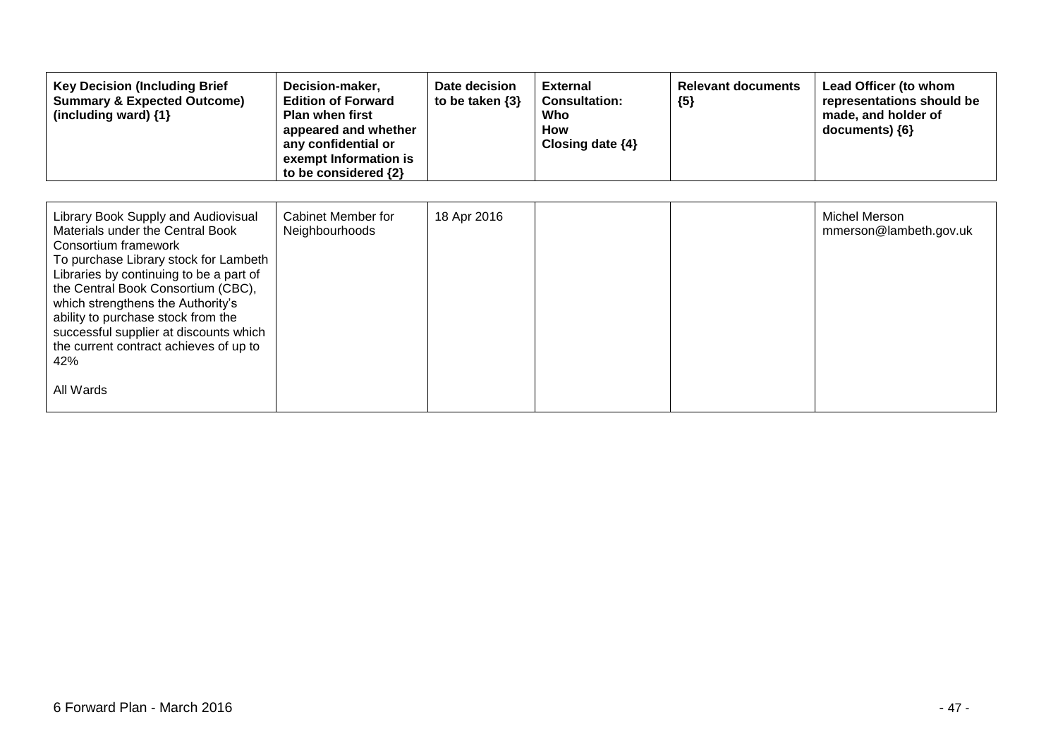| Key Decision (Including Brief Summary & Expected Outcome) (including ward) {1} | Decision-maker, Edition of Forward Plan when first appeared and whether any confidential or exempt Information is to be considered {2} | Date decision to be taken {3} | External Consultation: Who How Closing date {4} | Relevant documents {5} | Lead Officer (to whom representations should be made, and holder of documents) {6} |
|---|---|---|---|---|---|
| Library Book Supply and Audiovisual Materials under the Central Book Consortium framework<br>To purchase Library stock for Lambeth Libraries by continuing to be a part of the Central Book Consortium (CBC), which strengthens the Authority's ability to purchase stock from the successful supplier at discounts which the current contract achieves of up to 42%<br><br>All Wards | Cabinet Member for Neighbourhoods | 18 Apr 2016 | | | Michel Merson<br>mmerson@lambeth.gov.uk |

6 Forward Plan - March 2016